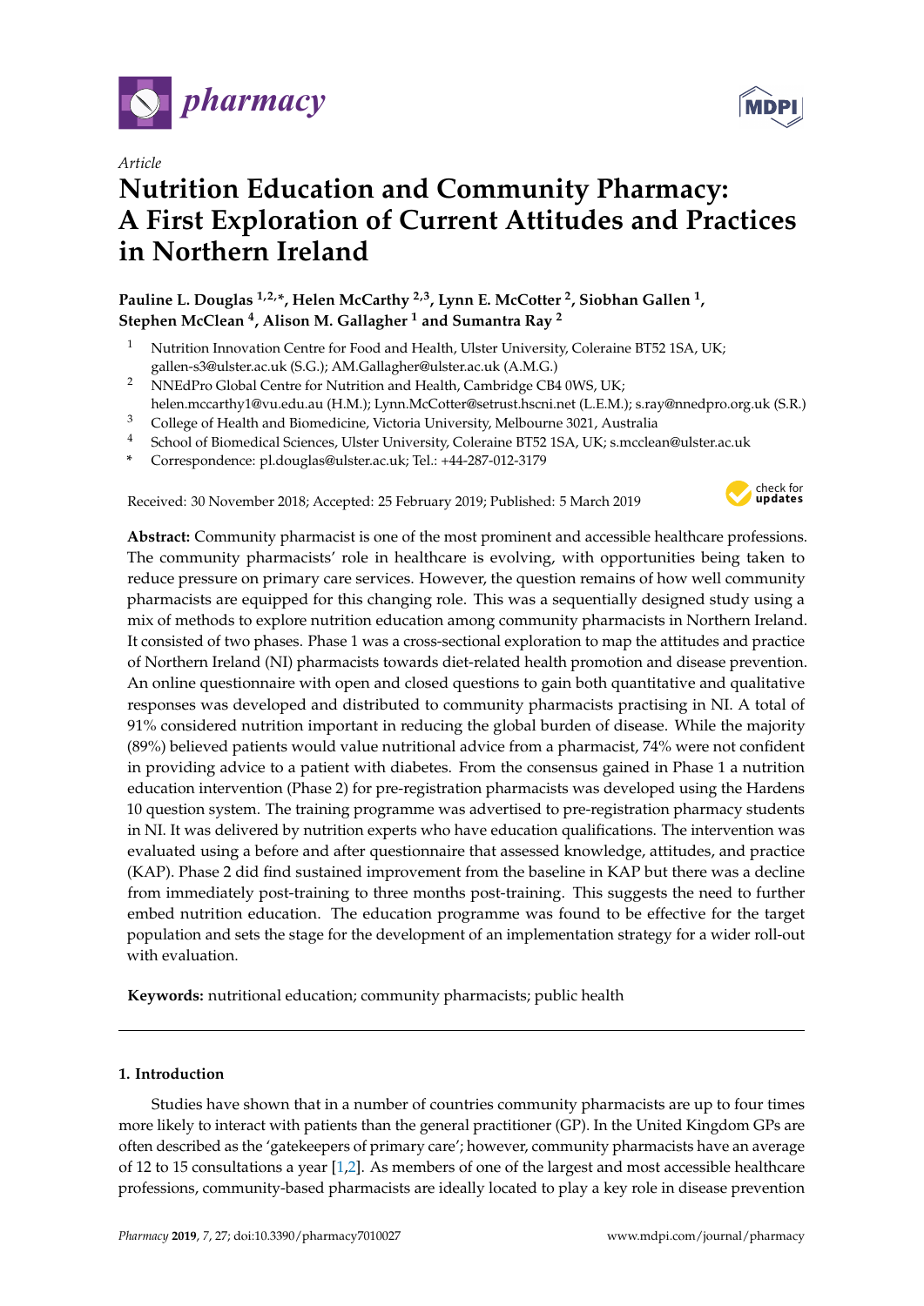*Article*

# Nutrition Education and Community Pharmacy: A First Exploration of Current Attitudes and Practices in Northern Ireland

**Pauline L. Douglas [1,2,*], Helen McCarthy [2,3], Lynn E. McCotter [2], Siobhan Gallen [1], Stephen McClean [4], Alison M. Gallagher [1] and Sumantra Ray [2]**

[1] Nutrition Innovation Centre for Food and Health, Ulster University, Coleraine BT52 1SA, UK; gallen-s3@ulster.ac.uk (S.G.); AM.Gallagher@ulster.ac.uk (A.M.G.)

[2] NNEdPro Global Centre for Nutrition and Health, Cambridge CB4 0WS, UK; helen.mccarthy1@vu.edu.au (H.M.); Lynn.McCotter@setrust.hscni.net (L.E.M.); s.ray@nnedpro.org.uk (S.R.)

[3] College of Health and Biomedicine, Victoria University, Melbourne 3021, Australia

[4] School of Biomedical Sciences, Ulster University, Coleraine BT52 1SA, UK; s.mcclean@ulster.ac.uk

[*] Correspondence: pl.douglas@ulster.ac.uk; Tel.: +44-287-012-3179

Received: 30 November 2018; Accepted: 25 February 2019; Published: 5 March 2019

**Abstract:** Community pharmacist is one of the most prominent and accessible healthcare professions. The community pharmacists' role in healthcare is evolving, with opportunities being taken to reduce pressure on primary care services. However, the question remains of how well community pharmacists are equipped for this changing role. This was a sequentially designed study using a mix of methods to explore nutrition education among community pharmacists in Northern Ireland. It consisted of two phases. Phase 1 was a cross-sectional exploration to map the attitudes and practice of Northern Ireland (NI) pharmacists towards diet-related health promotion and disease prevention. An online questionnaire with open and closed questions to gain both quantitative and qualitative responses was developed and distributed to community pharmacists practising in NI. A total of 91% considered nutrition important in reducing the global burden of disease. While the majority (89%) believed patients would value nutritional advice from a pharmacist, 74% were not confident in providing advice to a patient with diabetes. From the consensus gained in Phase 1 a nutrition education intervention (Phase 2) for pre-registration pharmacists was developed using the Hardens 10 question system. The training programme was advertised to pre-registration pharmacy students in NI. It was delivered by nutrition experts who have education qualifications. The intervention was evaluated using a before and after questionnaire that assessed knowledge, attitudes, and practice (KAP). Phase 2 did find sustained improvement from the baseline in KAP but there was a decline from immediately post-training to three months post-training. This suggests the need to further embed nutrition education. The education programme was found to be effective for the target population and sets the stage for the development of an implementation strategy for a wider roll-out with evaluation.

**Keywords:** nutritional education; community pharmacists; public health

## 1. Introduction

Studies have shown that in a number of countries community pharmacists are up to four times more likely to interact with patients than the general practitioner (GP). In the United Kingdom GPs are often described as the 'gatekeepers of primary care'; however, community pharmacists have an average of 12 to 15 consultations a year [1,2]. As members of one of the largest and most accessible healthcare professions, community-based pharmacists are ideally located to play a key role in disease prevention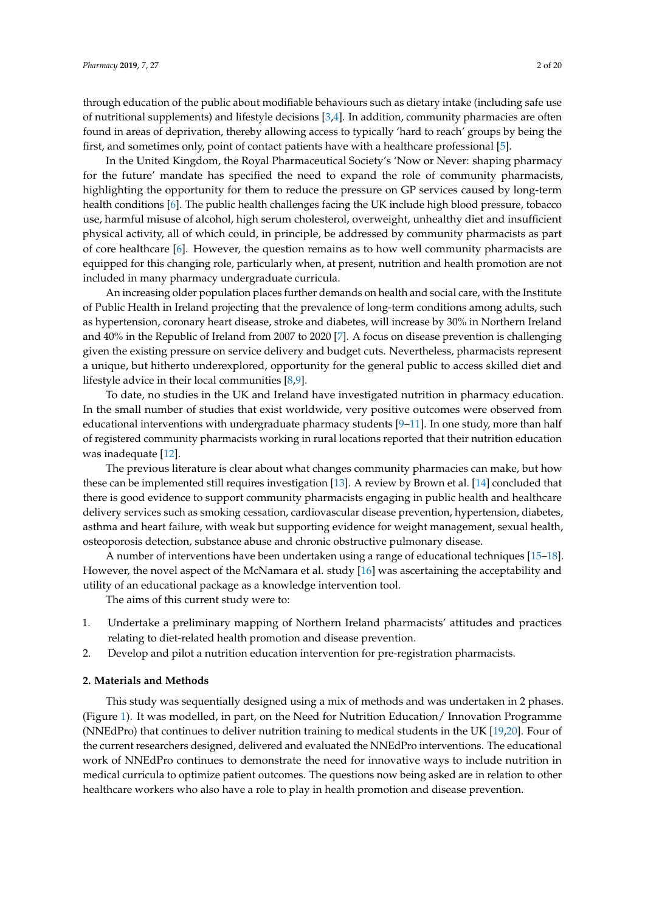through education of the public about modifiable behaviours such as dietary intake (including safe use of nutritional supplements) and lifestyle decisions [3,4]. In addition, community pharmacies are often found in areas of deprivation, thereby allowing access to typically 'hard to reach' groups by being the first, and sometimes only, point of contact patients have with a healthcare professional [5].

In the United Kingdom, the Royal Pharmaceutical Society's 'Now or Never: shaping pharmacy for the future' mandate has specified the need to expand the role of community pharmacists, highlighting the opportunity for them to reduce the pressure on GP services caused by long-term health conditions [6]. The public health challenges facing the UK include high blood pressure, tobacco use, harmful misuse of alcohol, high serum cholesterol, overweight, unhealthy diet and insufficient physical activity, all of which could, in principle, be addressed by community pharmacists as part of core healthcare [6]. However, the question remains as to how well community pharmacists are equipped for this changing role, particularly when, at present, nutrition and health promotion are not included in many pharmacy undergraduate curricula.

An increasing older population places further demands on health and social care, with the Institute of Public Health in Ireland projecting that the prevalence of long-term conditions among adults, such as hypertension, coronary heart disease, stroke and diabetes, will increase by 30% in Northern Ireland and 40% in the Republic of Ireland from 2007 to 2020 [7]. A focus on disease prevention is challenging given the existing pressure on service delivery and budget cuts. Nevertheless, pharmacists represent a unique, but hitherto underexplored, opportunity for the general public to access skilled diet and lifestyle advice in their local communities [8,9].

To date, no studies in the UK and Ireland have investigated nutrition in pharmacy education. In the small number of studies that exist worldwide, very positive outcomes were observed from educational interventions with undergraduate pharmacy students [9–11]. In one study, more than half of registered community pharmacists working in rural locations reported that their nutrition education was inadequate [12].

The previous literature is clear about what changes community pharmacies can make, but how these can be implemented still requires investigation [13]. A review by Brown et al. [14] concluded that there is good evidence to support community pharmacists engaging in public health and healthcare delivery services such as smoking cessation, cardiovascular disease prevention, hypertension, diabetes, asthma and heart failure, with weak but supporting evidence for weight management, sexual health, osteoporosis detection, substance abuse and chronic obstructive pulmonary disease.

A number of interventions have been undertaken using a range of educational techniques [15–18]. However, the novel aspect of the McNamara et al. study [16] was ascertaining the acceptability and utility of an educational package as a knowledge intervention tool.

The aims of this current study were to:

1. Undertake a preliminary mapping of Northern Ireland pharmacists' attitudes and practices relating to diet-related health promotion and disease prevention.
2. Develop and pilot a nutrition education intervention for pre-registration pharmacists.

## 2. Materials and Methods

This study was sequentially designed using a mix of methods and was undertaken in 2 phases. (Figure 1). It was modelled, in part, on the Need for Nutrition Education/ Innovation Programme (NNEdPro) that continues to deliver nutrition training to medical students in the UK [19,20]. Four of the current researchers designed, delivered and evaluated the NNEdPro interventions. The educational work of NNEdPro continues to demonstrate the need for innovative ways to include nutrition in medical curricula to optimize patient outcomes. The questions now being asked are in relation to other healthcare workers who also have a role to play in health promotion and disease prevention.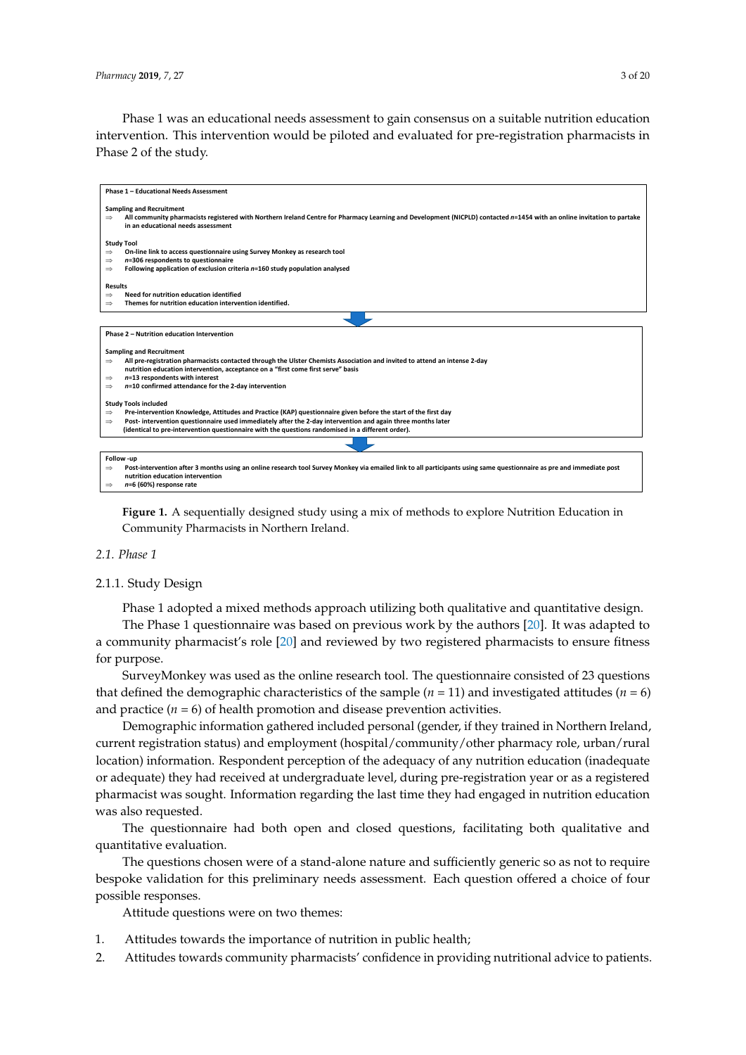Phase 1 was an educational needs assessment to gain consensus on a suitable nutrition education intervention. This intervention would be piloted and evaluated for pre-registration pharmacists in Phase 2 of the study.

**Phase 1 – Educational Needs Assessment**

**Sampling and Recruitment**
⇒ **All community pharmacists registered with Northern Ireland Centre for Pharmacy Learning and Development (NICPLD) contacted *n*=1454 with an online invitation to partake in an educational needs assessment**

**Study Tool**
⇒ **On-line link to access questionnaire using Survey Monkey as research tool**
⇒ ***n*=306 respondents to questionnaire**
⇒ **Following application of exclusion criteria *n*=160 study population analysed**

**Results**
⇒ **Need for nutrition education identified**
⇒ **Themes for nutrition education intervention identified.**

**Phase 2 – Nutrition education Intervention**

**Sampling and Recruitment**
⇒ **All pre-registration pharmacists contacted through the Ulster Chemists Association and invited to attend an intense 2-day nutrition education intervention, acceptance on a "first come first serve" basis**
⇒ ***n*=13 respondents with interest**
⇒ ***n*=10 confirmed attendance for the 2-day intervention**

**Study Tools included**
⇒ **Pre-intervention Knowledge, Attitudes and Practice (KAP) questionnaire given before the start of the first day**
⇒ **Post- intervention questionnaire used immediately after the 2-day intervention and again three months later (identical to pre-intervention questionnaire with the questions randomised in a different order).**

**Follow -up**
⇒ **Post-intervention after 3 months using an online research tool Survey Monkey via emailed link to all participants using same questionnaire as pre and immediate post nutrition education intervention**
⇒ ***n*=6 (60%) response rate**

**Figure 1.** A sequentially designed study using a mix of methods to explore Nutrition Education in Community Pharmacists in Northern Ireland.

## 2.1. Phase 1

### 2.1.1. Study Design

Phase 1 adopted a mixed methods approach utilizing both qualitative and quantitative design.

The Phase 1 questionnaire was based on previous work by the authors [20]. It was adapted to a community pharmacist's role [20] and reviewed by two registered pharmacists to ensure fitness for purpose.

SurveyMonkey was used as the online research tool. The questionnaire consisted of 23 questions that defined the demographic characteristics of the sample ($n$ = 11) and investigated attitudes ($n$ = 6) and practice ($n$ = 6) of health promotion and disease prevention activities.

Demographic information gathered included personal (gender, if they trained in Northern Ireland, current registration status) and employment (hospital/community/other pharmacy role, urban/rural location) information. Respondent perception of the adequacy of any nutrition education (inadequate or adequate) they had received at undergraduate level, during pre-registration year or as a registered pharmacist was sought. Information regarding the last time they had engaged in nutrition education was also requested.

The questionnaire had both open and closed questions, facilitating both qualitative and quantitative evaluation.

The questions chosen were of a stand-alone nature and sufficiently generic so as not to require bespoke validation for this preliminary needs assessment. Each question offered a choice of four possible responses.

Attitude questions were on two themes:

1. Attitudes towards the importance of nutrition in public health;
2. Attitudes towards community pharmacists' confidence in providing nutritional advice to patients.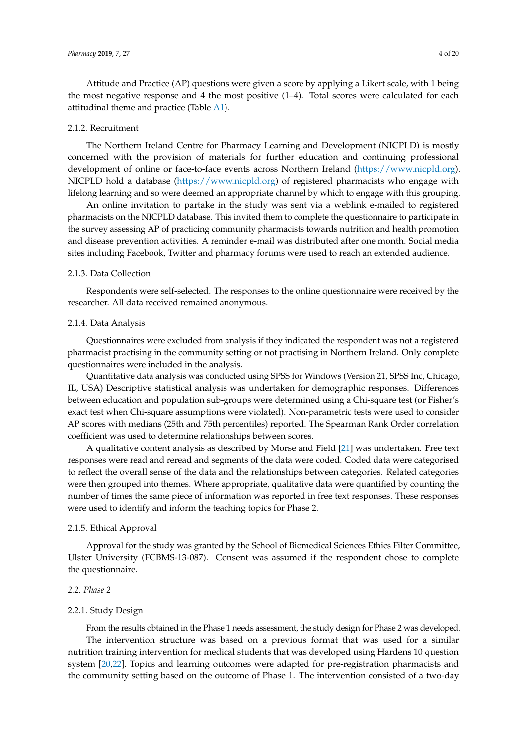Attitude and Practice (AP) questions were given a score by applying a Likert scale, with 1 being the most negative response and 4 the most positive (1–4). Total scores were calculated for each attitudinal theme and practice (Table A1).

2.1.2. Recruitment

The Northern Ireland Centre for Pharmacy Learning and Development (NICPLD) is mostly concerned with the provision of materials for further education and continuing professional development of online or face-to-face events across Northern Ireland (https://www.nicpld.org). NICPLD hold a database (https://www.nicpld.org) of registered pharmacists who engage with lifelong learning and so were deemed an appropriate channel by which to engage with this grouping.

An online invitation to partake in the study was sent via a weblink e-mailed to registered pharmacists on the NICPLD database. This invited them to complete the questionnaire to participate in the survey assessing AP of practicing community pharmacists towards nutrition and health promotion and disease prevention activities. A reminder e-mail was distributed after one month. Social media sites including Facebook, Twitter and pharmacy forums were used to reach an extended audience.

2.1.3. Data Collection

Respondents were self-selected. The responses to the online questionnaire were received by the researcher. All data received remained anonymous.

2.1.4. Data Analysis

Questionnaires were excluded from analysis if they indicated the respondent was not a registered pharmacist practising in the community setting or not practising in Northern Ireland. Only complete questionnaires were included in the analysis.

Quantitative data analysis was conducted using SPSS for Windows (Version 21, SPSS Inc, Chicago, IL, USA) Descriptive statistical analysis was undertaken for demographic responses. Differences between education and population sub-groups were determined using a Chi-square test (or Fisher's exact test when Chi-square assumptions were violated). Non-parametric tests were used to consider AP scores with medians (25th and 75th percentiles) reported. The Spearman Rank Order correlation coefficient was used to determine relationships between scores.

A qualitative content analysis as described by Morse and Field [21] was undertaken. Free text responses were read and reread and segments of the data were coded. Coded data were categorised to reflect the overall sense of the data and the relationships between categories. Related categories were then grouped into themes. Where appropriate, qualitative data were quantified by counting the number of times the same piece of information was reported in free text responses. These responses were used to identify and inform the teaching topics for Phase 2.

2.1.5. Ethical Approval

Approval for the study was granted by the School of Biomedical Sciences Ethics Filter Committee, Ulster University (FCBMS-13-087). Consent was assumed if the respondent chose to complete the questionnaire.

### *2.2. Phase 2*

2.2.1. Study Design

From the results obtained in the Phase 1 needs assessment, the study design for Phase 2 was developed.

The intervention structure was based on a previous format that was used for a similar nutrition training intervention for medical students that was developed using Hardens 10 question system [20,22]. Topics and learning outcomes were adapted for pre-registration pharmacists and the community setting based on the outcome of Phase 1. The intervention consisted of a two-day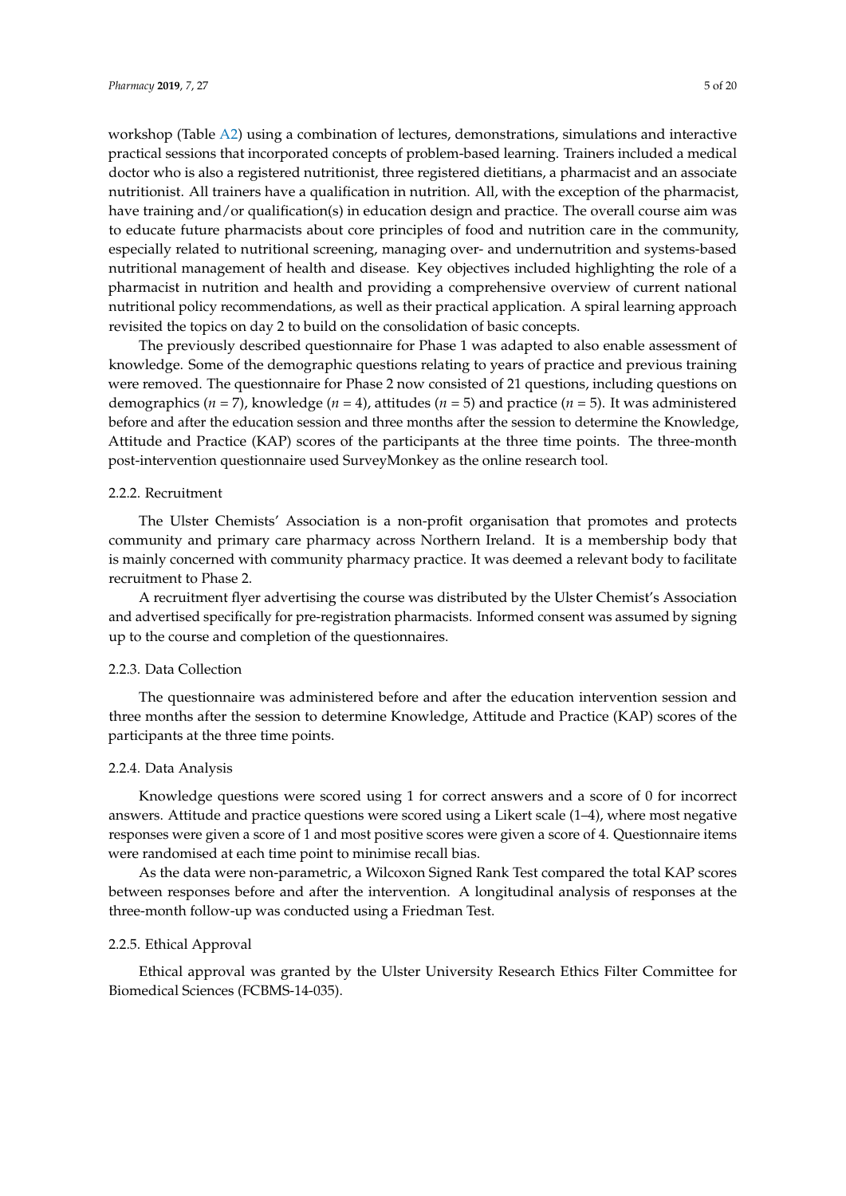workshop (Table A2) using a combination of lectures, demonstrations, simulations and interactive practical sessions that incorporated concepts of problem-based learning. Trainers included a medical doctor who is also a registered nutritionist, three registered dietitians, a pharmacist and an associate nutritionist. All trainers have a qualification in nutrition. All, with the exception of the pharmacist, have training and/or qualification(s) in education design and practice. The overall course aim was to educate future pharmacists about core principles of food and nutrition care in the community, especially related to nutritional screening, managing over- and undernutrition and systems-based nutritional management of health and disease. Key objectives included highlighting the role of a pharmacist in nutrition and health and providing a comprehensive overview of current national nutritional policy recommendations, as well as their practical application. A spiral learning approach revisited the topics on day 2 to build on the consolidation of basic concepts.

The previously described questionnaire for Phase 1 was adapted to also enable assessment of knowledge. Some of the demographic questions relating to years of practice and previous training were removed. The questionnaire for Phase 2 now consisted of 21 questions, including questions on demographics ($n = 7$), knowledge ($n = 4$), attitudes ($n = 5$) and practice ($n = 5$). It was administered before and after the education session and three months after the session to determine the Knowledge, Attitude and Practice (KAP) scores of the participants at the three time points. The three-month post-intervention questionnaire used SurveyMonkey as the online research tool.

#### 2.2.2. Recruitment

The Ulster Chemists' Association is a non-profit organisation that promotes and protects community and primary care pharmacy across Northern Ireland. It is a membership body that is mainly concerned with community pharmacy practice. It was deemed a relevant body to facilitate recruitment to Phase 2.

A recruitment flyer advertising the course was distributed by the Ulster Chemist's Association and advertised specifically for pre-registration pharmacists. Informed consent was assumed by signing up to the course and completion of the questionnaires.

#### 2.2.3. Data Collection

The questionnaire was administered before and after the education intervention session and three months after the session to determine Knowledge, Attitude and Practice (KAP) scores of the participants at the three time points.

#### 2.2.4. Data Analysis

Knowledge questions were scored using 1 for correct answers and a score of 0 for incorrect answers. Attitude and practice questions were scored using a Likert scale (1–4), where most negative responses were given a score of 1 and most positive scores were given a score of 4. Questionnaire items were randomised at each time point to minimise recall bias.

As the data were non-parametric, a Wilcoxon Signed Rank Test compared the total KAP scores between responses before and after the intervention. A longitudinal analysis of responses at the three-month follow-up was conducted using a Friedman Test.

#### 2.2.5. Ethical Approval

Ethical approval was granted by the Ulster University Research Ethics Filter Committee for Biomedical Sciences (FCBMS-14-035).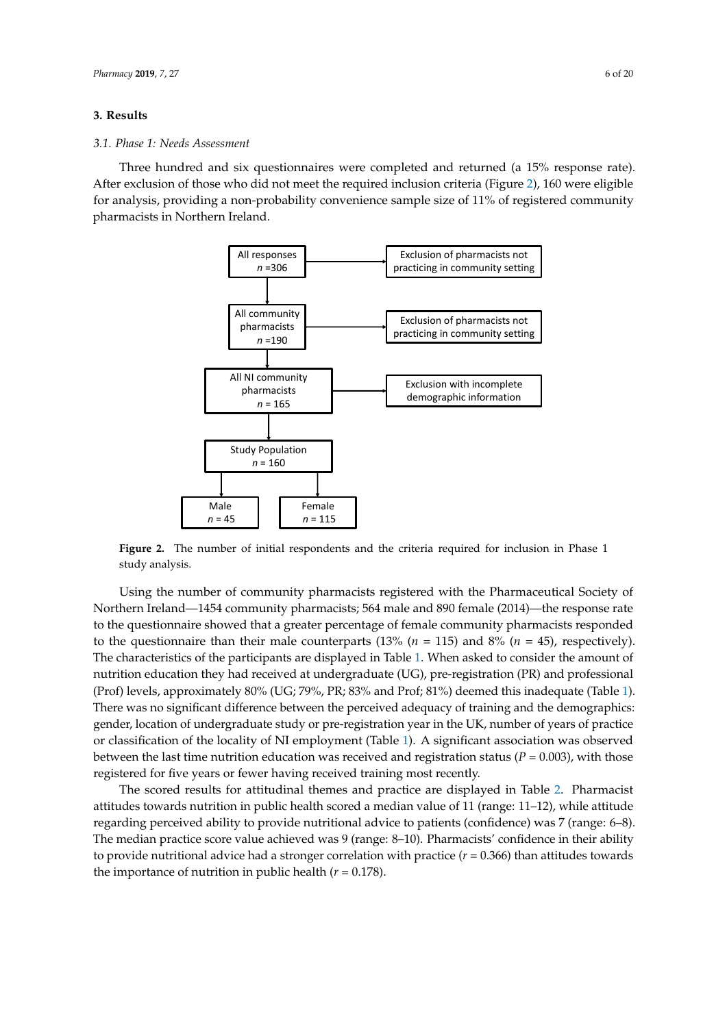## 3. Results

### 3.1. Phase 1: Needs Assessment

Three hundred and six questionnaires were completed and returned (a 15% response rate). After exclusion of those who did not meet the required inclusion criteria (Figure 2), 160 were eligible for analysis, providing a non-probability convenience sample size of 11% of registered community pharmacists in Northern Ireland.

**Figure 2.** The number of initial respondents and the criteria required for inclusion in Phase 1 study analysis.

Using the number of community pharmacists registered with the Pharmaceutical Society of Northern Ireland—1454 community pharmacists; 564 male and 890 female (2014)—the response rate to the questionnaire showed that a greater percentage of female community pharmacists responded to the questionnaire than their male counterparts (13% ($n$ = 115) and 8% ($n$ = 45), respectively). The characteristics of the participants are displayed in Table 1. When asked to consider the amount of nutrition education they had received at undergraduate (UG), pre-registration (PR) and professional (Prof) levels, approximately 80% (UG; 79%, PR; 83% and Prof; 81%) deemed this inadequate (Table 1). There was no significant difference between the perceived adequacy of training and the demographics: gender, location of undergraduate study or pre-registration year in the UK, number of years of practice or classification of the locality of NI employment (Table 1). A significant association was observed between the last time nutrition education was received and registration status ($P$ = 0.003), with those registered for five years or fewer having received training most recently.

The scored results for attitudinal themes and practice are displayed in Table 2. Pharmacist attitudes towards nutrition in public health scored a median value of 11 (range: 11–12), while attitude regarding perceived ability to provide nutritional advice to patients (confidence) was 7 (range: 6–8). The median practice score value achieved was 9 (range: 8–10). Pharmacists' confidence in their ability to provide nutritional advice had a stronger correlation with practice ($r$ = 0.366) than attitudes towards the importance of nutrition in public health ($r$ = 0.178).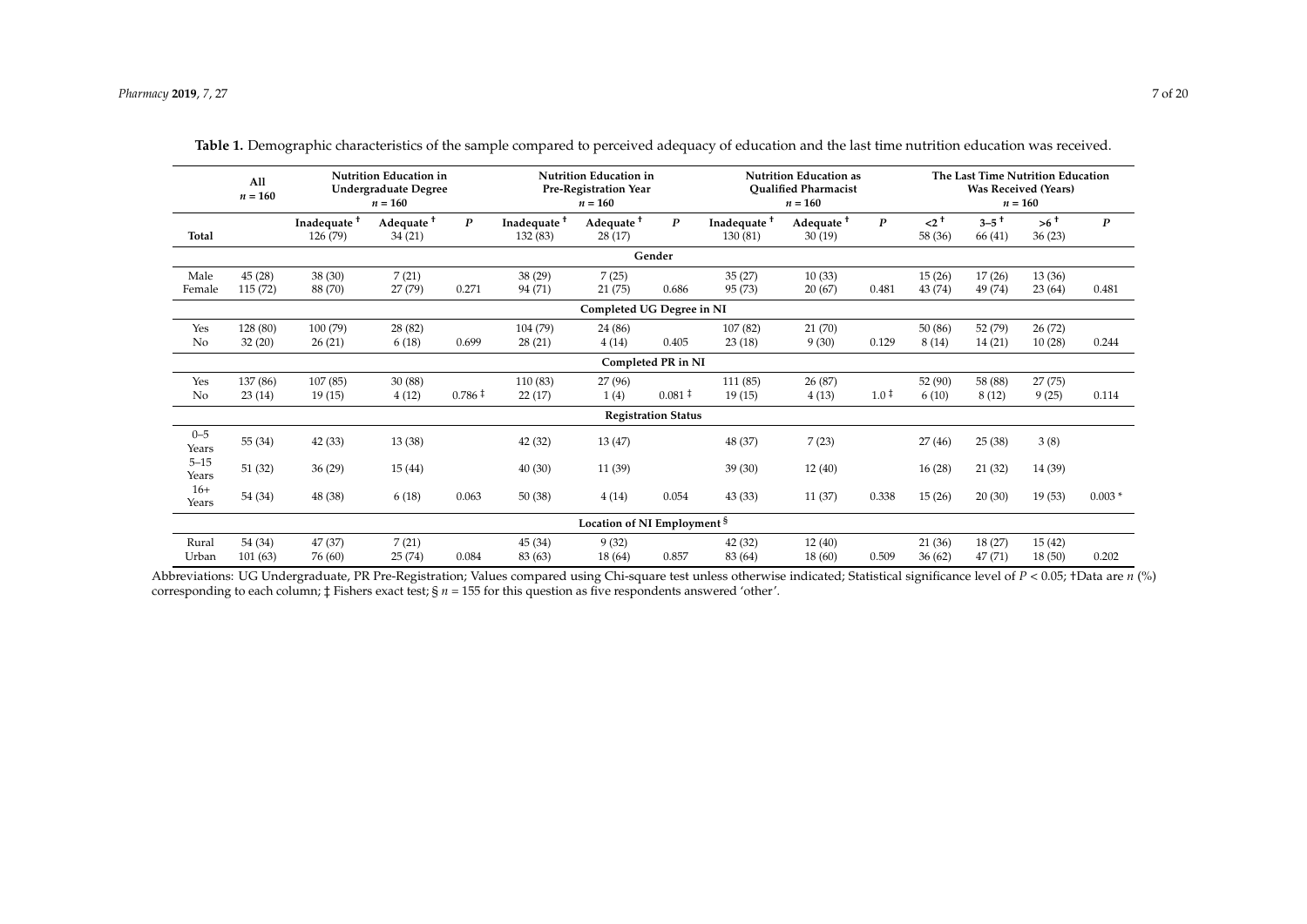**Table 1.** Demographic characteristics of the sample compared to perceived adequacy of education and the last time nutrition education was received.

| | All $n = 160$ | Nutrition Education in Undergraduate Degree $n = 160$ | | | Nutrition Education in Pre-Registration Year $n = 160$ | | | Nutrition Education as Qualified Pharmacist $n = 160$ | | | The Last Time Nutrition Education Was Received (Years) $n = 160$ | | | |
|---|---|---|---|---|---|---|---|---|---|---|---|---|---|---|
| **Total** | | **Inadequate** † 126 (79) | **Adequate** † 34 (21) | ***P*** | **Inadequate** † 132 (83) | **Adequate** † 28 (17) | ***P*** | **Inadequate** † 130 (81) | **Adequate** † 30 (19) | ***P*** | **<2** † 58 (36) | **3–5** † 66 (41) | **>6** † 36 (23) | ***P*** |
| **Gender** | | | | | | | | | | | | | | |
| Male | 45 (28) | 38 (30) | 7 (21) | | 38 (29) | 7 (25) | | 35 (27) | 10 (33) | | 15 (26) | 17 (26) | 13 (36) | |
| Female | 115 (72) | 88 (70) | 27 (79) | 0.271 | 94 (71) | 21 (75) | 0.686 | 95 (73) | 20 (67) | 0.481 | 43 (74) | 49 (74) | 23 (64) | 0.481 |
| **Completed UG Degree in NI** | | | | | | | | | | | | | | |
| Yes | 128 (80) | 100 (79) | 28 (82) | | 104 (79) | 24 (86) | | 107 (82) | 21 (70) | | 50 (86) | 52 (79) | 26 (72) | |
| No | 32 (20) | 26 (21) | 6 (18) | 0.699 | 28 (21) | 4 (14) | 0.405 | 23 (18) | 9 (30) | 0.129 | 8 (14) | 14 (21) | 10 (28) | 0.244 |
| **Completed PR in NI** | | | | | | | | | | | | | | |
| Yes | 137 (86) | 107 (85) | 30 (88) | | 110 (83) | 27 (96) | | 111 (85) | 26 (87) | | 52 (90) | 58 (88) | 27 (75) | |
| No | 23 (14) | 19 (15) | 4 (12) | 0.786 ‡ | 22 (17) | 1 (4) | 0.081 ‡ | 19 (15) | 4 (13) | 1.0 ‡ | 6 (10) | 8 (12) | 9 (25) | 0.114 |
| **Registration Status** | | | | | | | | | | | | | | |
| 0–5 Years | 55 (34) | 42 (33) | 13 (38) | | 42 (32) | 13 (47) | | 48 (37) | 7 (23) | | 27 (46) | 25 (38) | 3 (8) | |
| 5–15 Years | 51 (32) | 36 (29) | 15 (44) | | 40 (30) | 11 (39) | | 39 (30) | 12 (40) | | 16 (28) | 21 (32) | 14 (39) | |
| 16+ Years | 54 (34) | 48 (38) | 6 (18) | 0.063 | 50 (38) | 4 (14) | 0.054 | 43 (33) | 11 (37) | 0.338 | 15 (26) | 20 (30) | 19 (53) | 0.003 * |
| **Location of NI Employment** § | | | | | | | | | | | | | | |
| Rural | 54 (34) | 47 (37) | 7 (21) | | 45 (34) | 9 (32) | | 42 (32) | 12 (40) | | 21 (36) | 18 (27) | 15 (42) | |
| Urban | 101 (63) | 76 (60) | 25 (74) | 0.084 | 83 (63) | 18 (64) | 0.857 | 83 (64) | 18 (60) | 0.509 | 36 (62) | 47 (71) | 18 (50) | 0.202 |

Abbreviations: UG Undergraduate, PR Pre-Registration; Values compared using Chi-square test unless otherwise indicated; Statistical significance level of $P < 0.05$; †Data are $n$ (%) corresponding to each column; ‡ Fishers exact test; § $n = 155$ for this question as five respondents answered 'other'.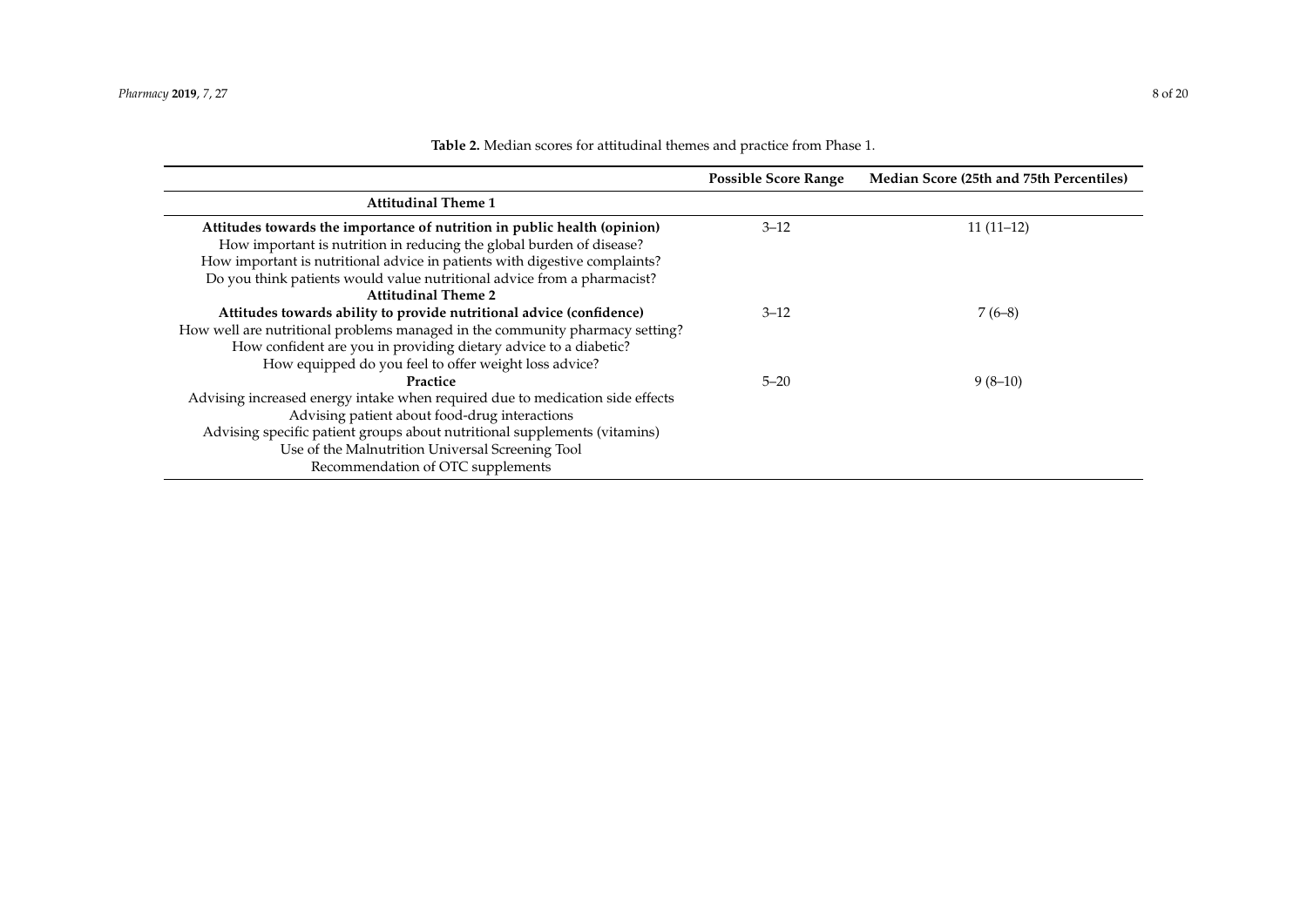**Table 2.** Median scores for attitudinal themes and practice from Phase 1.

| | Possible Score Range | Median Score (25th and 75th Percentiles) |
|---|---|---|
| **Attitudinal Theme 1** | | |
| **Attitudes towards the importance of nutrition in public health (opinion)** | 3–12 | 11 (11–12) |
| How important is nutrition in reducing the global burden of disease? | | |
| How important is nutritional advice in patients with digestive complaints? | | |
| Do you think patients would value nutritional advice from a pharmacist? | | |
| **Attitudinal Theme 2** | | |
| **Attitudes towards ability to provide nutritional advice (confidence)** | 3–12 | 7 (6–8) |
| How well are nutritional problems managed in the community pharmacy setting? | | |
| How confident are you in providing dietary advice to a diabetic? | | |
| How equipped do you feel to offer weight loss advice? | | |
| **Practice** | 5–20 | 9 (8–10) |
| Advising increased energy intake when required due to medication side effects | | |
| Advising patient about food-drug interactions | | |
| Advising specific patient groups about nutritional supplements (vitamins) | | |
| Use of the Malnutrition Universal Screening Tool | | |
| Recommendation of OTC supplements | | |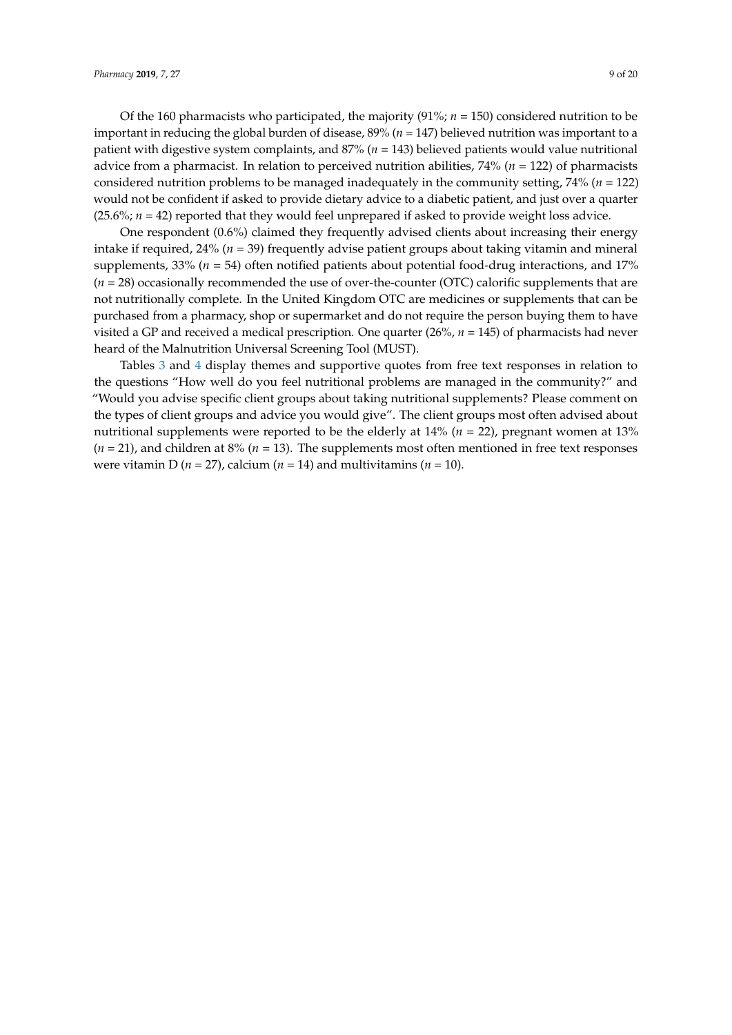Of the 160 pharmacists who participated, the majority (91%; $n$ = 150) considered nutrition to be important in reducing the global burden of disease, 89% ($n$ = 147) believed nutrition was important to a patient with digestive system complaints, and 87% ($n$ = 143) believed patients would value nutritional advice from a pharmacist. In relation to perceived nutrition abilities, 74% ($n$ = 122) of pharmacists considered nutrition problems to be managed inadequately in the community setting, 74% ($n$ = 122) would not be confident if asked to provide dietary advice to a diabetic patient, and just over a quarter (25.6%; $n$ = 42) reported that they would feel unprepared if asked to provide weight loss advice.

One respondent (0.6%) claimed they frequently advised clients about increasing their energy intake if required, 24% ($n$ = 39) frequently advise patient groups about taking vitamin and mineral supplements, 33% ($n$ = 54) often notified patients about potential food-drug interactions, and 17% ($n$ = 28) occasionally recommended the use of over-the-counter (OTC) calorific supplements that are not nutritionally complete. In the United Kingdom OTC are medicines or supplements that can be purchased from a pharmacy, shop or supermarket and do not require the person buying them to have visited a GP and received a medical prescription. One quarter (26%, $n$ = 145) of pharmacists had never heard of the Malnutrition Universal Screening Tool (MUST).

Tables 3 and 4 display themes and supportive quotes from free text responses in relation to the questions "How well do you feel nutritional problems are managed in the community?" and "Would you advise specific client groups about taking nutritional supplements? Please comment on the types of client groups and advice you would give". The client groups most often advised about nutritional supplements were reported to be the elderly at 14% ($n$ = 22), pregnant women at 13% ($n$ = 21), and children at 8% ($n$ = 13). The supplements most often mentioned in free text responses were vitamin D ($n$ = 27), calcium ($n$ = 14) and multivitamins ($n$ = 10).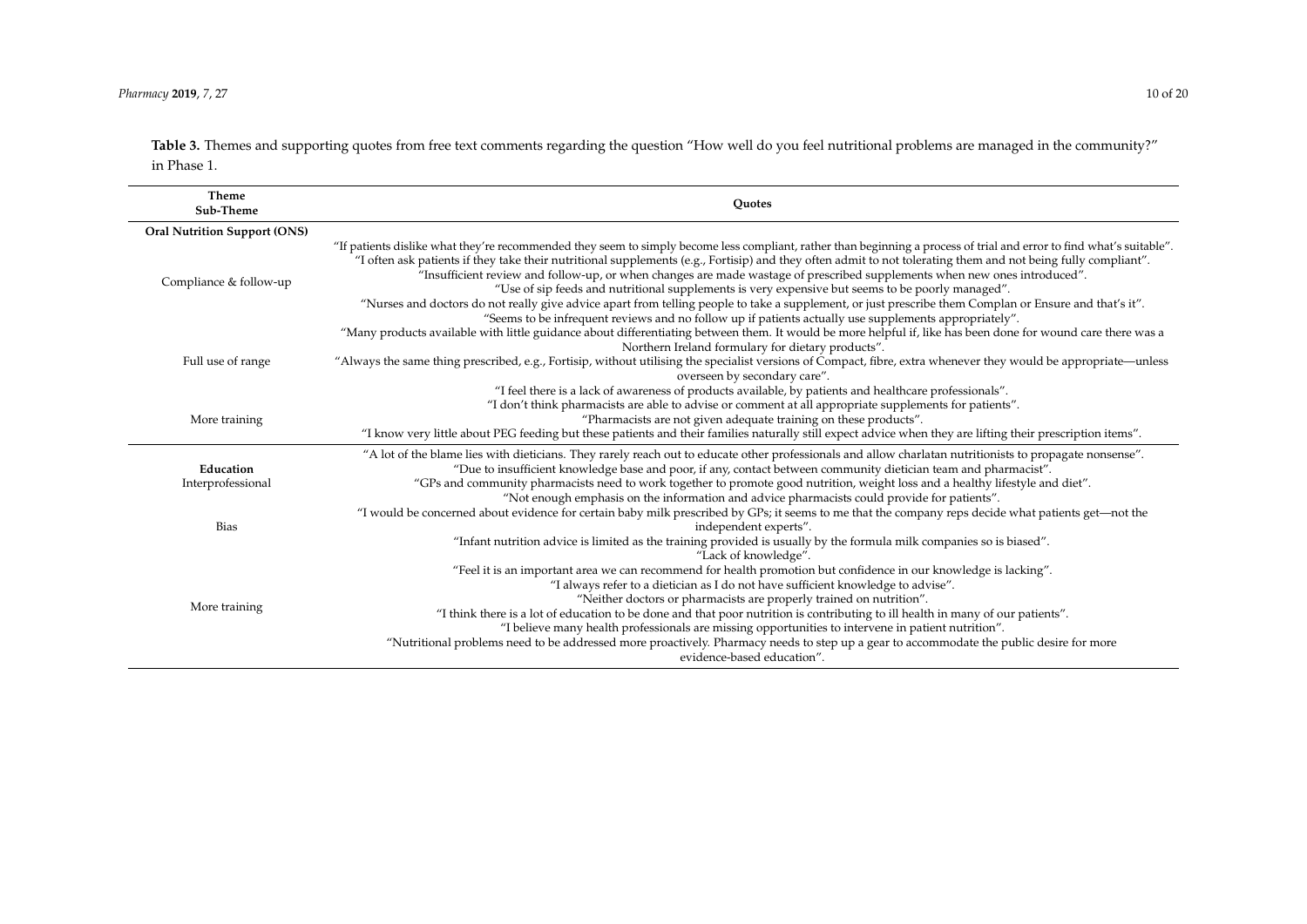**Table 3.** Themes and supporting quotes from free text comments regarding the question "How well do you feel nutritional problems are managed in the community?" in Phase 1.

| Theme<br>Sub-Theme | Quotes |
|---|---|
| **Oral Nutrition Support (ONS)** | |
| Compliance & follow-up | "If patients dislike what they're recommended they seem to simply become less compliant, rather than beginning a process of trial and error to find what's suitable".<br>"I often ask patients if they take their nutritional supplements (e.g., Fortisip) and they often admit to not tolerating them and not being fully compliant".<br>"Insufficient review and follow-up, or when changes are made wastage of prescribed supplements when new ones introduced".<br>"Use of sip feeds and nutritional supplements is very expensive but seems to be poorly managed".<br>"Nurses and doctors do not really give advice apart from telling people to take a supplement, or just prescribe them Complan or Ensure and that's it".<br>"Seems to be infrequent reviews and no follow up if patients actually use supplements appropriately". |
| Full use of range | "Many products available with little guidance about differentiating between them. It would be more helpful if, like has been done for wound care there was a Northern Ireland formulary for dietary products".<br>"Always the same thing prescribed, e.g., Fortisip, without utilising the specialist versions of Compact, fibre, extra whenever they would be appropriate—unless overseen by secondary care". |
| More training | "I feel there is a lack of awareness of products available, by patients and healthcare professionals".<br>"I don't think pharmacists are able to advise or comment at all appropriate supplements for patients".<br>"Pharmacists are not given adequate training on these products".<br>"I know very little about PEG feeding but these patients and their families naturally still expect advice when they are lifting their prescription items". |
| **Education**<br>Interprofessional | "A lot of the blame lies with dieticians. They rarely reach out to educate other professionals and allow charlatan nutritionists to propagate nonsense".<br>"Due to insufficient knowledge base and poor, if any, contact between community dietician team and pharmacist".<br>"GPs and community pharmacists need to work together to promote good nutrition, weight loss and a healthy lifestyle and diet".<br>"Not enough emphasis on the information and advice pharmacists could provide for patients". |
| Bias | "I would be concerned about evidence for certain baby milk prescribed by GPs; it seems to me that the company reps decide what patients get—not the independent experts".<br>"Infant nutrition advice is limited as the training provided is usually by the formula milk companies so is biased". |
| More training | "Lack of knowledge".<br>"Feel it is an important area we can recommend for health promotion but confidence in our knowledge is lacking".<br>"I always refer to a dietician as I do not have sufficient knowledge to advise".<br>"Neither doctors or pharmacists are properly trained on nutrition".<br>"I think there is a lot of education to be done and that poor nutrition is contributing to ill health in many of our patients".<br>"I believe many health professionals are missing opportunities to intervene in patient nutrition".<br>"Nutritional problems need to be addressed more proactively. Pharmacy needs to step up a gear to accommodate the public desire for more evidence-based education". |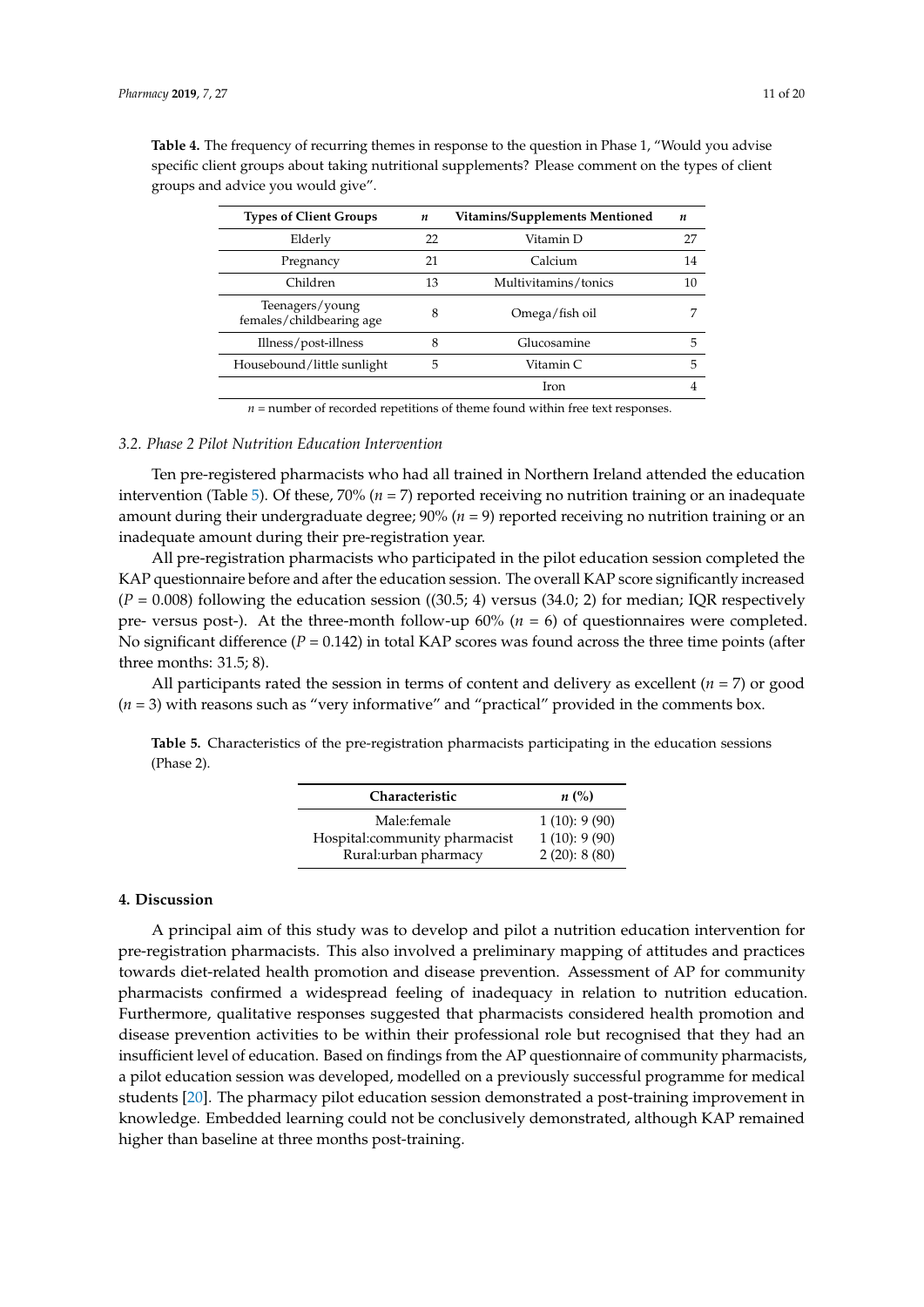**Table 4.** The frequency of recurring themes in response to the question in Phase 1, "Would you advise specific client groups about taking nutritional supplements? Please comment on the types of client groups and advice you would give".

| Types of Client Groups | *n* | Vitamins/Supplements Mentioned | *n* |
|---|---|---|---|
| Elderly | 22 | Vitamin D | 27 |
| Pregnancy | 21 | Calcium | 14 |
| Children | 13 | Multivitamins/tonics | 10 |
| Teenagers/young females/childbearing age | 8 | Omega/fish oil | 7 |
| Illness/post-illness | 8 | Glucosamine | 5 |
| Housebound/little sunlight | 5 | Vitamin C | 5 |
| | | Iron | 4 |

*n* = number of recorded repetitions of theme found within free text responses.

### *3.2. Phase 2 Pilot Nutrition Education Intervention*

Ten pre-registered pharmacists who had all trained in Northern Ireland attended the education intervention (Table 5). Of these, 70% ($n = 7$) reported receiving no nutrition training or an inadequate amount during their undergraduate degree; 90% ($n = 9$) reported receiving no nutrition training or an inadequate amount during their pre-registration year.

All pre-registration pharmacists who participated in the pilot education session completed the KAP questionnaire before and after the education session. The overall KAP score significantly increased ($P = 0.008$) following the education session ((30.5; 4) versus (34.0; 2) for median; IQR respectively pre- versus post-). At the three-month follow-up 60% ($n = 6$) of questionnaires were completed. No significant difference ($P = 0.142$) in total KAP scores was found across the three time points (after three months: 31.5; 8).

All participants rated the session in terms of content and delivery as excellent ($n = 7$) or good ($n = 3$) with reasons such as "very informative" and "practical" provided in the comments box.

**Table 5.** Characteristics of the pre-registration pharmacists participating in the education sessions (Phase 2).

| Characteristic | *n* (%) |
|---|---|
| Male:female | 1 (10): 9 (90) |
| Hospital:community pharmacist | 1 (10): 9 (90) |
| Rural:urban pharmacy | 2 (20): 8 (80) |

## 4. Discussion

A principal aim of this study was to develop and pilot a nutrition education intervention for pre-registration pharmacists. This also involved a preliminary mapping of attitudes and practices towards diet-related health promotion and disease prevention. Assessment of AP for community pharmacists confirmed a widespread feeling of inadequacy in relation to nutrition education. Furthermore, qualitative responses suggested that pharmacists considered health promotion and disease prevention activities to be within their professional role but recognised that they had an insufficient level of education. Based on findings from the AP questionnaire of community pharmacists, a pilot education session was developed, modelled on a previously successful programme for medical students [20]. The pharmacy pilot education session demonstrated a post-training improvement in knowledge. Embedded learning could not be conclusively demonstrated, although KAP remained higher than baseline at three months post-training.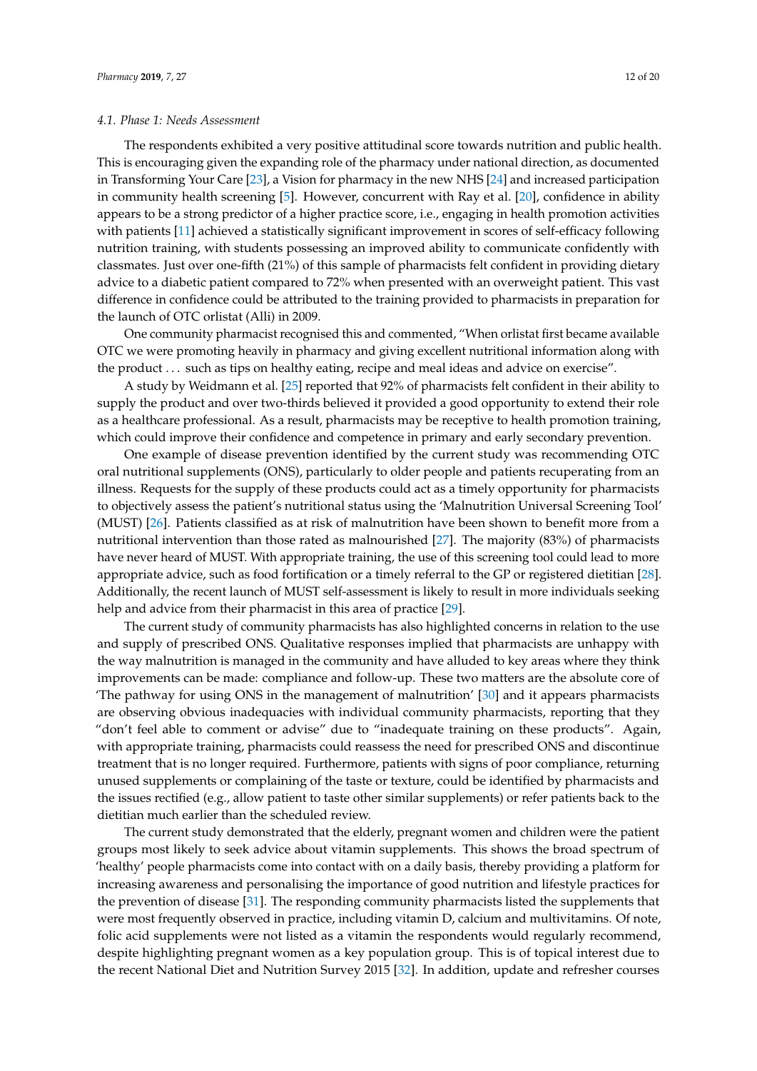### 4.1. Phase 1: Needs Assessment

The respondents exhibited a very positive attitudinal score towards nutrition and public health. This is encouraging given the expanding role of the pharmacy under national direction, as documented in Transforming Your Care [23], a Vision for pharmacy in the new NHS [24] and increased participation in community health screening [5]. However, concurrent with Ray et al. [20], confidence in ability appears to be a strong predictor of a higher practice score, i.e., engaging in health promotion activities with patients [11] achieved a statistically significant improvement in scores of self-efficacy following nutrition training, with students possessing an improved ability to communicate confidently with classmates. Just over one-fifth (21%) of this sample of pharmacists felt confident in providing dietary advice to a diabetic patient compared to 72% when presented with an overweight patient. This vast difference in confidence could be attributed to the training provided to pharmacists in preparation for the launch of OTC orlistat (Alli) in 2009.

One community pharmacist recognised this and commented, "When orlistat first became available OTC we were promoting heavily in pharmacy and giving excellent nutritional information along with the product ... such as tips on healthy eating, recipe and meal ideas and advice on exercise".

A study by Weidmann et al. [25] reported that 92% of pharmacists felt confident in their ability to supply the product and over two-thirds believed it provided a good opportunity to extend their role as a healthcare professional. As a result, pharmacists may be receptive to health promotion training, which could improve their confidence and competence in primary and early secondary prevention.

One example of disease prevention identified by the current study was recommending OTC oral nutritional supplements (ONS), particularly to older people and patients recuperating from an illness. Requests for the supply of these products could act as a timely opportunity for pharmacists to objectively assess the patient's nutritional status using the 'Malnutrition Universal Screening Tool' (MUST) [26]. Patients classified as at risk of malnutrition have been shown to benefit more from a nutritional intervention than those rated as malnourished [27]. The majority (83%) of pharmacists have never heard of MUST. With appropriate training, the use of this screening tool could lead to more appropriate advice, such as food fortification or a timely referral to the GP or registered dietitian [28]. Additionally, the recent launch of MUST self-assessment is likely to result in more individuals seeking help and advice from their pharmacist in this area of practice [29].

The current study of community pharmacists has also highlighted concerns in relation to the use and supply of prescribed ONS. Qualitative responses implied that pharmacists are unhappy with the way malnutrition is managed in the community and have alluded to key areas where they think improvements can be made: compliance and follow-up. These two matters are the absolute core of 'The pathway for using ONS in the management of malnutrition' [30] and it appears pharmacists are observing obvious inadequacies with individual community pharmacists, reporting that they "don't feel able to comment or advise" due to "inadequate training on these products". Again, with appropriate training, pharmacists could reassess the need for prescribed ONS and discontinue treatment that is no longer required. Furthermore, patients with signs of poor compliance, returning unused supplements or complaining of the taste or texture, could be identified by pharmacists and the issues rectified (e.g., allow patient to taste other similar supplements) or refer patients back to the dietitian much earlier than the scheduled review.

The current study demonstrated that the elderly, pregnant women and children were the patient groups most likely to seek advice about vitamin supplements. This shows the broad spectrum of 'healthy' people pharmacists come into contact with on a daily basis, thereby providing a platform for increasing awareness and personalising the importance of good nutrition and lifestyle practices for the prevention of disease [31]. The responding community pharmacists listed the supplements that were most frequently observed in practice, including vitamin D, calcium and multivitamins. Of note, folic acid supplements were not listed as a vitamin the respondents would regularly recommend, despite highlighting pregnant women as a key population group. This is of topical interest due to the recent National Diet and Nutrition Survey 2015 [32]. In addition, update and refresher courses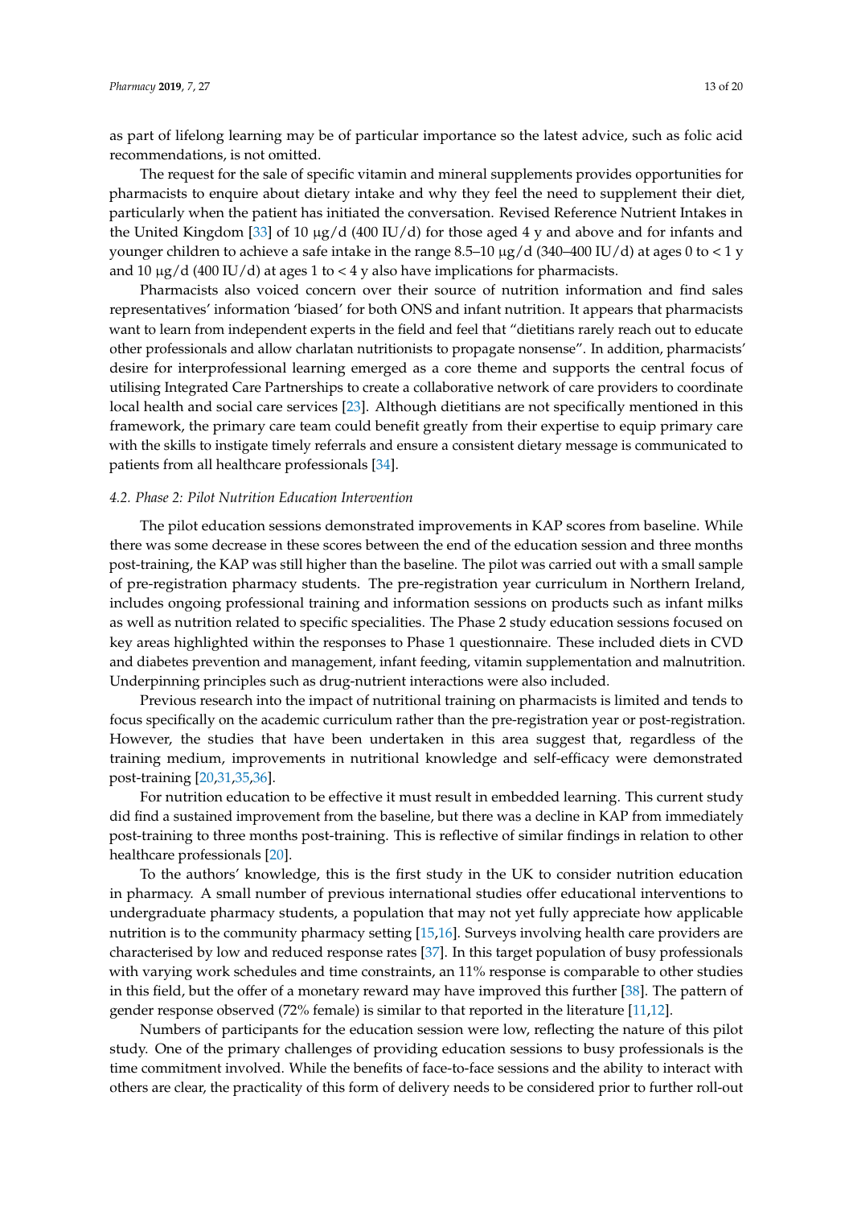as part of lifelong learning may be of particular importance so the latest advice, such as folic acid recommendations, is not omitted.

The request for the sale of specific vitamin and mineral supplements provides opportunities for pharmacists to enquire about dietary intake and why they feel the need to supplement their diet, particularly when the patient has initiated the conversation. Revised Reference Nutrient Intakes in the United Kingdom [33] of 10 μg/d (400 IU/d) for those aged 4 y and above and for infants and younger children to achieve a safe intake in the range 8.5–10 μg/d (340–400 IU/d) at ages 0 to < 1 y and 10 μg/d (400 IU/d) at ages 1 to < 4 y also have implications for pharmacists.

Pharmacists also voiced concern over their source of nutrition information and find sales representatives' information 'biased' for both ONS and infant nutrition. It appears that pharmacists want to learn from independent experts in the field and feel that "dietitians rarely reach out to educate other professionals and allow charlatan nutritionists to propagate nonsense". In addition, pharmacists' desire for interprofessional learning emerged as a core theme and supports the central focus of utilising Integrated Care Partnerships to create a collaborative network of care providers to coordinate local health and social care services [23]. Although dietitians are not specifically mentioned in this framework, the primary care team could benefit greatly from their expertise to equip primary care with the skills to instigate timely referrals and ensure a consistent dietary message is communicated to patients from all healthcare professionals [34].

### *4.2. Phase 2: Pilot Nutrition Education Intervention*

The pilot education sessions demonstrated improvements in KAP scores from baseline. While there was some decrease in these scores between the end of the education session and three months post-training, the KAP was still higher than the baseline. The pilot was carried out with a small sample of pre-registration pharmacy students. The pre-registration year curriculum in Northern Ireland, includes ongoing professional training and information sessions on products such as infant milks as well as nutrition related to specific specialities. The Phase 2 study education sessions focused on key areas highlighted within the responses to Phase 1 questionnaire. These included diets in CVD and diabetes prevention and management, infant feeding, vitamin supplementation and malnutrition. Underpinning principles such as drug-nutrient interactions were also included.

Previous research into the impact of nutritional training on pharmacists is limited and tends to focus specifically on the academic curriculum rather than the pre-registration year or post-registration. However, the studies that have been undertaken in this area suggest that, regardless of the training medium, improvements in nutritional knowledge and self-efficacy were demonstrated post-training [20,31,35,36].

For nutrition education to be effective it must result in embedded learning. This current study did find a sustained improvement from the baseline, but there was a decline in KAP from immediately post-training to three months post-training. This is reflective of similar findings in relation to other healthcare professionals [20].

To the authors' knowledge, this is the first study in the UK to consider nutrition education in pharmacy. A small number of previous international studies offer educational interventions to undergraduate pharmacy students, a population that may not yet fully appreciate how applicable nutrition is to the community pharmacy setting [15,16]. Surveys involving health care providers are characterised by low and reduced response rates [37]. In this target population of busy professionals with varying work schedules and time constraints, an 11% response is comparable to other studies in this field, but the offer of a monetary reward may have improved this further [38]. The pattern of gender response observed (72% female) is similar to that reported in the literature [11,12].

Numbers of participants for the education session were low, reflecting the nature of this pilot study. One of the primary challenges of providing education sessions to busy professionals is the time commitment involved. While the benefits of face-to-face sessions and the ability to interact with others are clear, the practicality of this form of delivery needs to be considered prior to further roll-out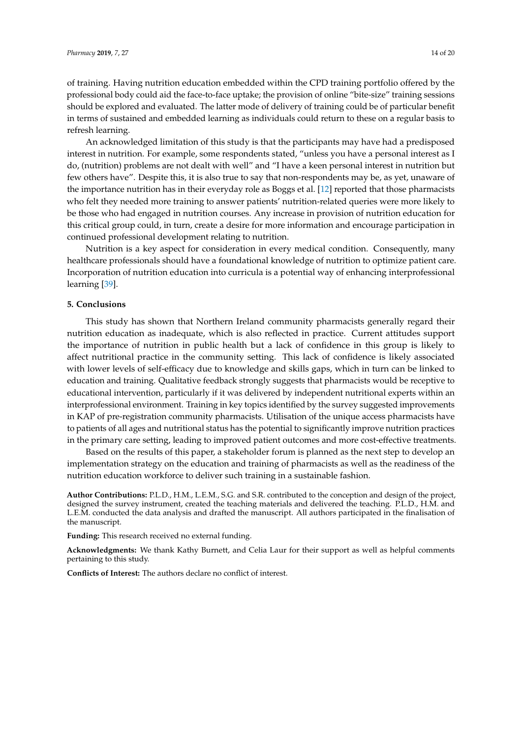of training. Having nutrition education embedded within the CPD training portfolio offered by the professional body could aid the face-to-face uptake; the provision of online "bite-size" training sessions should be explored and evaluated. The latter mode of delivery of training could be of particular benefit in terms of sustained and embedded learning as individuals could return to these on a regular basis to refresh learning.

An acknowledged limitation of this study is that the participants may have had a predisposed interest in nutrition. For example, some respondents stated, "unless you have a personal interest as I do, (nutrition) problems are not dealt with well" and "I have a keen personal interest in nutrition but few others have". Despite this, it is also true to say that non-respondents may be, as yet, unaware of the importance nutrition has in their everyday role as Boggs et al. [12] reported that those pharmacists who felt they needed more training to answer patients' nutrition-related queries were more likely to be those who had engaged in nutrition courses. Any increase in provision of nutrition education for this critical group could, in turn, create a desire for more information and encourage participation in continued professional development relating to nutrition.

Nutrition is a key aspect for consideration in every medical condition. Consequently, many healthcare professionals should have a foundational knowledge of nutrition to optimize patient care. Incorporation of nutrition education into curricula is a potential way of enhancing interprofessional learning [39].

## 5. Conclusions

This study has shown that Northern Ireland community pharmacists generally regard their nutrition education as inadequate, which is also reflected in practice. Current attitudes support the importance of nutrition in public health but a lack of confidence in this group is likely to affect nutritional practice in the community setting. This lack of confidence is likely associated with lower levels of self-efficacy due to knowledge and skills gaps, which in turn can be linked to education and training. Qualitative feedback strongly suggests that pharmacists would be receptive to educational intervention, particularly if it was delivered by independent nutritional experts within an interprofessional environment. Training in key topics identified by the survey suggested improvements in KAP of pre-registration community pharmacists. Utilisation of the unique access pharmacists have to patients of all ages and nutritional status has the potential to significantly improve nutrition practices in the primary care setting, leading to improved patient outcomes and more cost-effective treatments.

Based on the results of this paper, a stakeholder forum is planned as the next step to develop an implementation strategy on the education and training of pharmacists as well as the readiness of the nutrition education workforce to deliver such training in a sustainable fashion.

**Author Contributions:** P.L.D., H.M., L.E.M., S.G. and S.R. contributed to the conception and design of the project, designed the survey instrument, created the teaching materials and delivered the teaching. P.L.D., H.M. and L.E.M. conducted the data analysis and drafted the manuscript. All authors participated in the finalisation of the manuscript.

**Funding:** This research received no external funding.

**Acknowledgments:** We thank Kathy Burnett, and Celia Laur for their support as well as helpful comments pertaining to this study.

**Conflicts of Interest:** The authors declare no conflict of interest.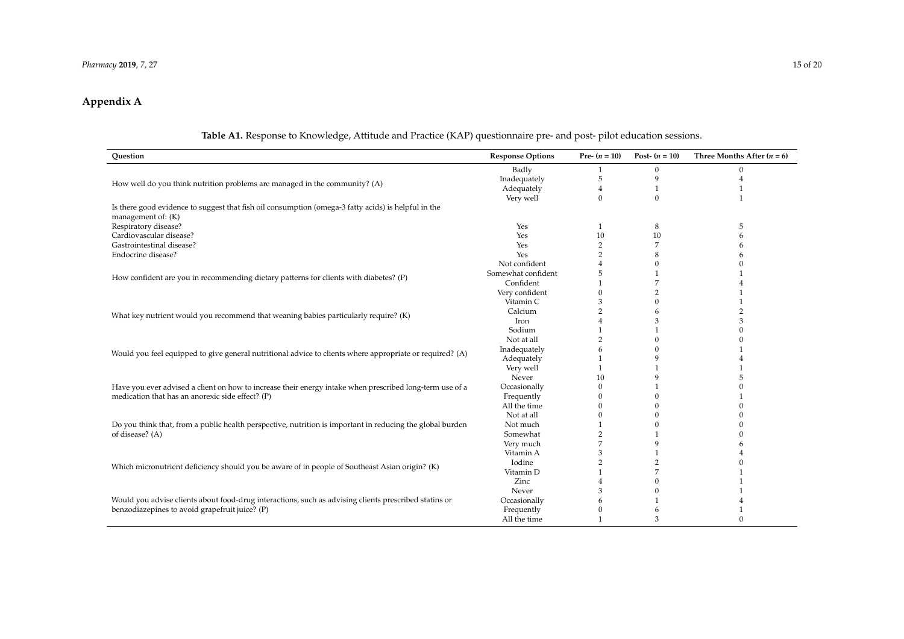## Appendix A

**Table A1.** Response to Knowledge, Attitude and Practice (KAP) questionnaire pre- and post- pilot education sessions.

| Question | Response Options | Pre- ($n$ = 10) | Post- ($n$ = 10) | Three Months After ($n$ = 6) |
|---|---|---|---|---|
| How well do you think nutrition problems are managed in the community? (A) | Badly | 1 | 0 | 0 |
| | Inadequately | 5 | 9 | 4 |
| | Adequately | 4 | 1 | 1 |
| | Very well | 0 | 0 | 1 |
| Is there good evidence to suggest that fish oil consumption (omega-3 fatty acids) is helpful in the management of: (K) | | | | |
| Respiratory disease? | Yes | 1 | 8 | 5 |
| Cardiovascular disease? | Yes | 10 | 10 | 6 |
| Gastrointestinal disease? | Yes | 2 | 7 | 6 |
| Endocrine disease? | Yes | 2 | 8 | 6 |
| How confident are you in recommending dietary patterns for clients with diabetes? (P) | Not confident | 4 | 0 | 0 |
| | Somewhat confident | 5 | 1 | 1 |
| | Confident | 1 | 7 | 4 |
| | Very confident | 0 | 2 | 1 |
| What key nutrient would you recommend that weaning babies particularly require? (K) | Vitamin C | 3 | 0 | 1 |
| | Calcium | 2 | 6 | 2 |
| | Iron | 4 | 3 | 3 |
| | Sodium | 1 | 1 | 0 |
| Would you feel equipped to give general nutritional advice to clients where appropriate or required? (A) | Not at all | 2 | 0 | 0 |
| | Inadequately | 6 | 0 | 1 |
| | Adequately | 1 | 9 | 4 |
| | Very well | 1 | 1 | 1 |
| Have you ever advised a client on how to increase their energy intake when prescribed long-term use of a medication that has an anorexic side effect? (P) | Never | 10 | 9 | 5 |
| | Occasionally | 0 | 1 | 0 |
| | Frequently | 0 | 0 | 1 |
| | All the time | 0 | 0 | 0 |
| Do you think that, from a public health perspective, nutrition is important in reducing the global burden of disease? (A) | Not at all | 0 | 0 | 0 |
| | Not much | 1 | 0 | 0 |
| | Somewhat | 2 | 1 | 0 |
| | Very much | 7 | 9 | 6 |
| Which micronutrient deficiency should you be aware of in people of Southeast Asian origin? (K) | Vitamin A | 3 | 1 | 4 |
| | Iodine | 2 | 2 | 0 |
| | Vitamin D | 1 | 7 | 1 |
| | Zinc | 4 | 0 | 1 |
| Would you advise clients about food-drug interactions, such as advising clients prescribed statins or benzodiazepines to avoid grapefruit juice? (P) | Never | 3 | 0 | 1 |
| | Occasionally | 6 | 1 | 4 |
| | Frequently | 0 | 6 | 1 |
| | All the time | 1 | 3 | 0 |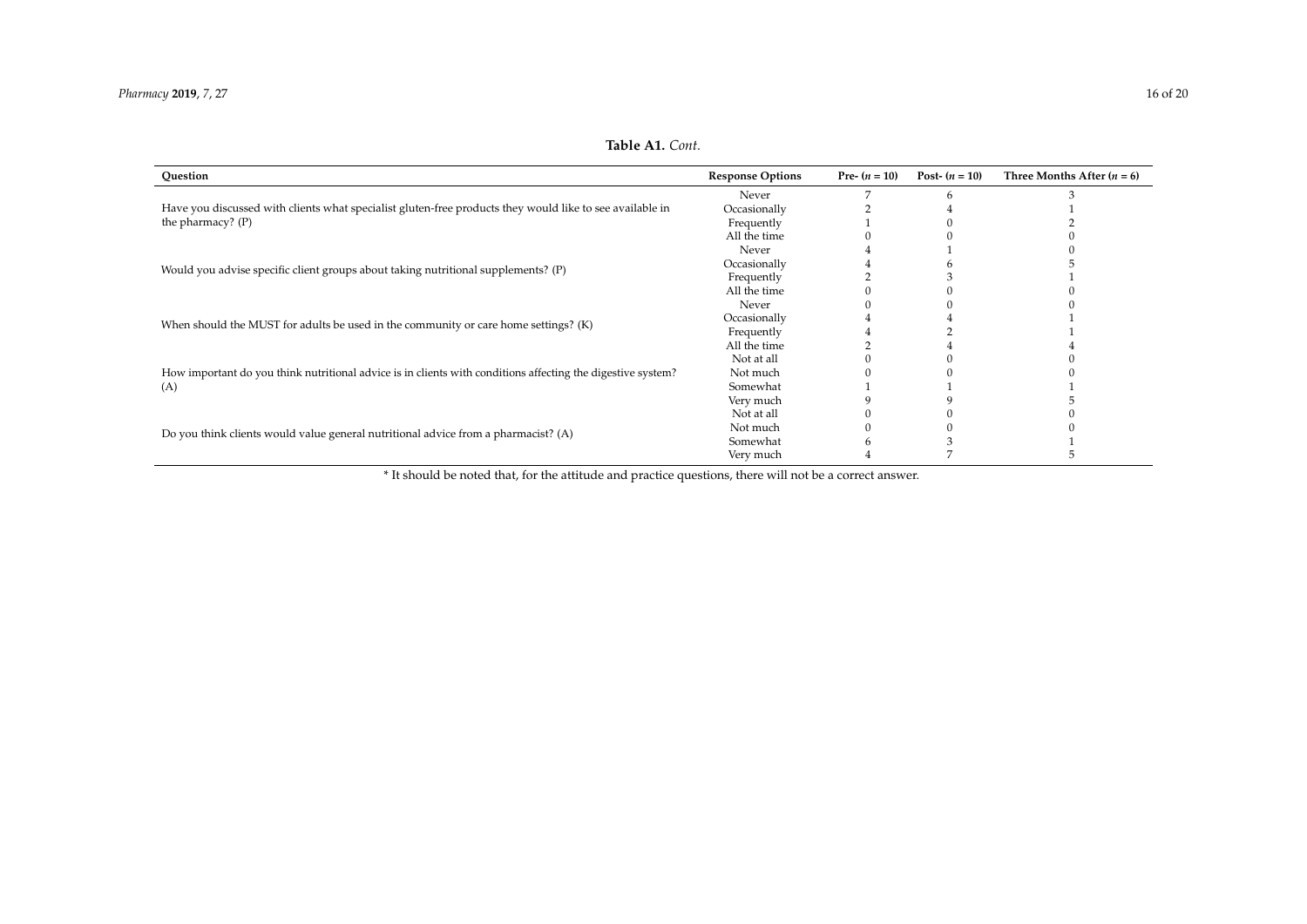**Table A1.** *Cont.*

| Question | Response Options | Pre- ($n$ = 10) | Post- ($n$ = 10) | Three Months After ($n$ = 6) |
| --- | --- | --- | --- | --- |
| Have you discussed with clients what specialist gluten-free products they would like to see available in the pharmacy? (P) | Never | 7 | 6 | 3 |
| | Occasionally | 2 | 4 | 1 |
| | Frequently | 1 | 0 | 2 |
| | All the time | 0 | 0 | 0 |
| Would you advise specific client groups about taking nutritional supplements? (P) | Never | 4 | 1 | 0 |
| | Occasionally | 4 | 6 | 5 |
| | Frequently | 2 | 3 | 1 |
| | All the time | 0 | 0 | 0 |
| When should the MUST for adults be used in the community or care home settings? (K) | Never | 0 | 0 | 0 |
| | Occasionally | 4 | 4 | 1 |
| | Frequently | 4 | 2 | 1 |
| | All the time | 2 | 4 | 4 |
| How important do you think nutritional advice is in clients with conditions affecting the digestive system? (A) | Not at all | 0 | 0 | 0 |
| | Not much | 0 | 0 | 0 |
| | Somewhat | 1 | 1 | 1 |
| | Very much | 9 | 9 | 5 |
| Do you think clients would value general nutritional advice from a pharmacist? (A) | Not at all | 0 | 0 | 0 |
| | Not much | 0 | 0 | 0 |
| | Somewhat | 6 | 3 | 1 |
| | Very much | 4 | 7 | 5 |

* It should be noted that, for the attitude and practice questions, there will not be a correct answer.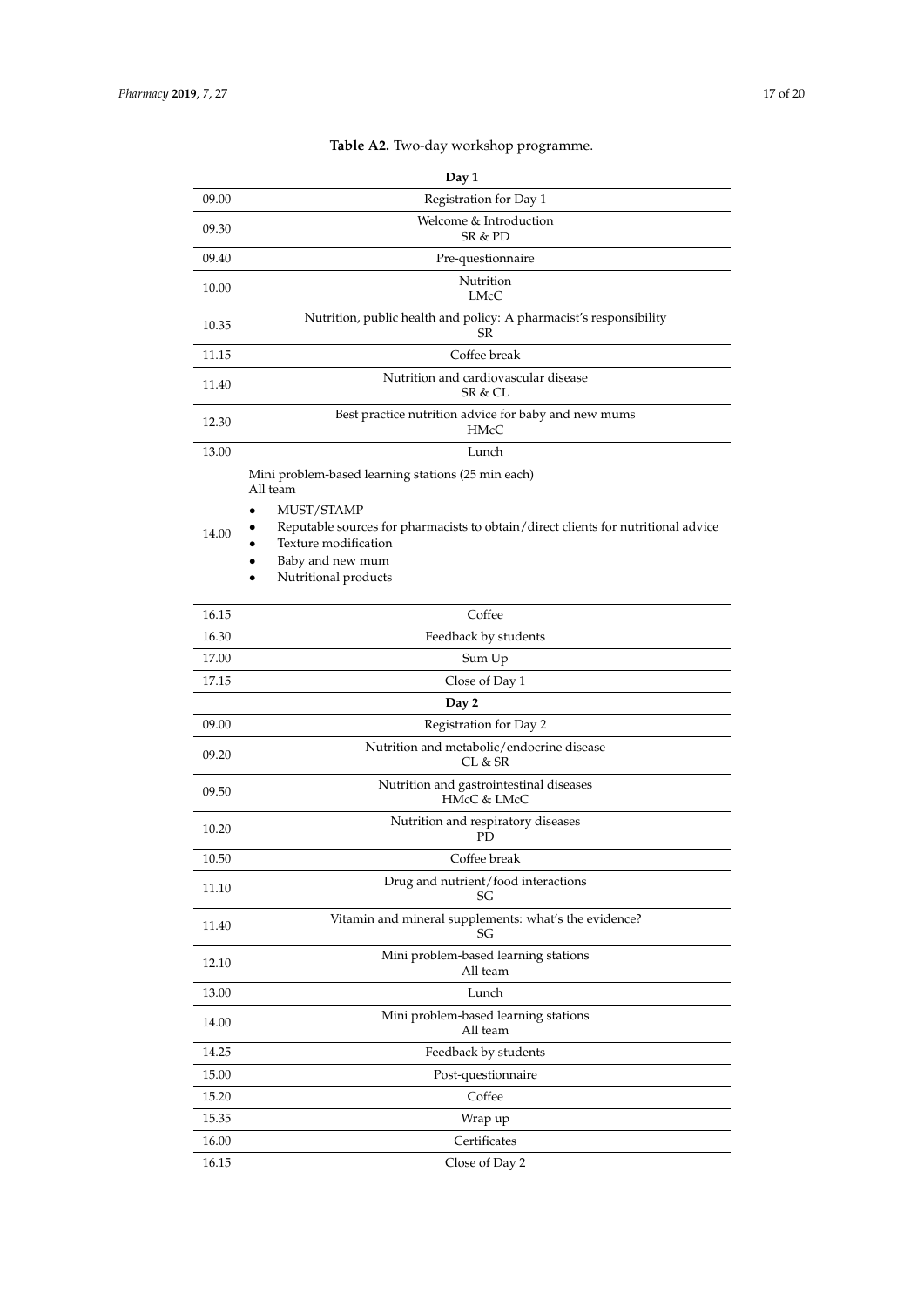**Table A2.** Two-day workshop programme.

| | |
|---|---|
| | **Day 1** |
| 09.00 | Registration for Day 1 |
| 09.30 | Welcome & Introduction<br>SR & PD |
| 09.40 | Pre-questionnaire |
| 10.00 | Nutrition<br>LMcC |
| 10.35 | Nutrition, public health and policy: A pharmacist's responsibility<br>SR |
| 11.15 | Coffee break |
| 11.40 | Nutrition and cardiovascular disease<br>SR & CL |
| 12.30 | Best practice nutrition advice for baby and new mums<br>HMcC |
| 13.00 | Lunch |
| 14.00 | Mini problem-based learning stations (25 min each)<br>All team<br>• MUST/STAMP<br>• Reputable sources for pharmacists to obtain/direct clients for nutritional advice<br>• Texture modification<br>• Baby and new mum<br>• Nutritional products |
| 16.15 | Coffee |
| 16.30 | Feedback by students |
| 17.00 | Sum Up |
| 17.15 | Close of Day 1 |
| | **Day 2** |
| 09.00 | Registration for Day 2 |
| 09.20 | Nutrition and metabolic/endocrine disease<br>CL & SR |
| 09.50 | Nutrition and gastrointestinal diseases<br>HMcC & LMcC |
| 10.20 | Nutrition and respiratory diseases<br>PD |
| 10.50 | Coffee break |
| 11.10 | Drug and nutrient/food interactions<br>SG |
| 11.40 | Vitamin and mineral supplements: what's the evidence?<br>SG |
| 12.10 | Mini problem-based learning stations<br>All team |
| 13.00 | Lunch |
| 14.00 | Mini problem-based learning stations<br>All team |
| 14.25 | Feedback by students |
| 15.00 | Post-questionnaire |
| 15.20 | Coffee |
| 15.35 | Wrap up |
| 16.00 | Certificates |
| 16.15 | Close of Day 2 |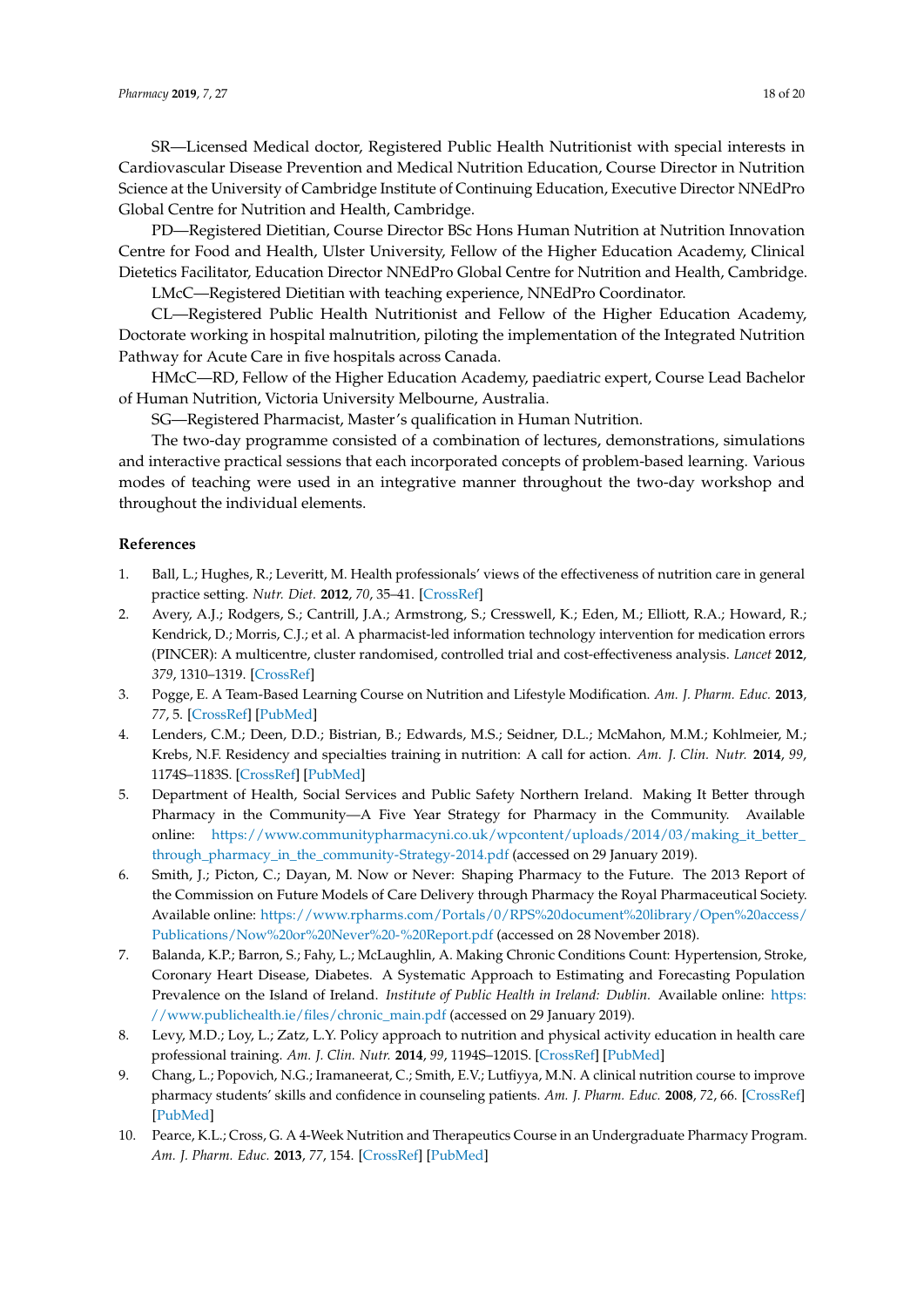SR—Licensed Medical doctor, Registered Public Health Nutritionist with special interests in Cardiovascular Disease Prevention and Medical Nutrition Education, Course Director in Nutrition Science at the University of Cambridge Institute of Continuing Education, Executive Director NNEdPro Global Centre for Nutrition and Health, Cambridge.

PD—Registered Dietitian, Course Director BSc Hons Human Nutrition at Nutrition Innovation Centre for Food and Health, Ulster University, Fellow of the Higher Education Academy, Clinical Dietetics Facilitator, Education Director NNEdPro Global Centre for Nutrition and Health, Cambridge.

LMcC—Registered Dietitian with teaching experience, NNEdPro Coordinator.

CL—Registered Public Health Nutritionist and Fellow of the Higher Education Academy, Doctorate working in hospital malnutrition, piloting the implementation of the Integrated Nutrition Pathway for Acute Care in five hospitals across Canada.

HMcC—RD, Fellow of the Higher Education Academy, paediatric expert, Course Lead Bachelor of Human Nutrition, Victoria University Melbourne, Australia.

SG—Registered Pharmacist, Master's qualification in Human Nutrition.

The two-day programme consisted of a combination of lectures, demonstrations, simulations and interactive practical sessions that each incorporated concepts of problem-based learning. Various modes of teaching were used in an integrative manner throughout the two-day workshop and throughout the individual elements.

## References

1. Ball, L.; Hughes, R.; Leveritt, M. Health professionals' views of the effectiveness of nutrition care in general practice setting. *Nutr. Diet.* **2012**, *70*, 35–41. [CrossRef]
2. Avery, A.J.; Rodgers, S.; Cantrill, J.A.; Armstrong, S.; Cresswell, K.; Eden, M.; Elliott, R.A.; Howard, R.; Kendrick, D.; Morris, C.J.; et al. A pharmacist-led information technology intervention for medication errors (PINCER): A multicentre, cluster randomised, controlled trial and cost-effectiveness analysis. *Lancet* **2012**, *379*, 1310–1319. [CrossRef]
3. Pogge, E. A Team-Based Learning Course on Nutrition and Lifestyle Modification. *Am. J. Pharm. Educ.* **2013**, *77*, 5. [CrossRef] [PubMed]
4. Lenders, C.M.; Deen, D.D.; Bistrian, B.; Edwards, M.S.; Seidner, D.L.; McMahon, M.M.; Kohlmeier, M.; Krebs, N.F. Residency and specialties training in nutrition: A call for action. *Am. J. Clin. Nutr.* **2014**, *99*, 1174S–1183S. [CrossRef] [PubMed]
5. Department of Health, Social Services and Public Safety Northern Ireland. Making It Better through Pharmacy in the Community—A Five Year Strategy for Pharmacy in the Community. Available online: https://www.communitypharmacyni.co.uk/wpcontent/uploads/2014/03/making_it_better_through_pharmacy_in_the_community-Strategy-2014.pdf (accessed on 29 January 2019).
6. Smith, J.; Picton, C.; Dayan, M. Now or Never: Shaping Pharmacy to the Future. The 2013 Report of the Commission on Future Models of Care Delivery through Pharmacy the Royal Pharmaceutical Society. Available online: https://www.rpharms.com/Portals/0/RPS%20document%20library/Open%20access/Publications/Now%20or%20Never%20-%20Report.pdf (accessed on 28 November 2018).
7. Balanda, K.P.; Barron, S.; Fahy, L.; McLaughlin, A. Making Chronic Conditions Count: Hypertension, Stroke, Coronary Heart Disease, Diabetes. A Systematic Approach to Estimating and Forecasting Population Prevalence on the Island of Ireland. *Institute of Public Health in Ireland: Dublin*. Available online: https://www.publichealth.ie/files/chronic_main.pdf (accessed on 29 January 2019).
8. Levy, M.D.; Loy, L.; Zatz, L.Y. Policy approach to nutrition and physical activity education in health care professional training. *Am. J. Clin. Nutr.* **2014**, *99*, 1194S–1201S. [CrossRef] [PubMed]
9. Chang, L.; Popovich, N.G.; Iramaneerat, C.; Smith, E.V.; Lutfiyya, M.N. A clinical nutrition course to improve pharmacy students' skills and confidence in counseling patients. *Am. J. Pharm. Educ.* **2008**, *72*, 66. [CrossRef] [PubMed]
10. Pearce, K.L.; Cross, G. A 4-Week Nutrition and Therapeutics Course in an Undergraduate Pharmacy Program. *Am. J. Pharm. Educ.* **2013**, *77*, 154. [CrossRef] [PubMed]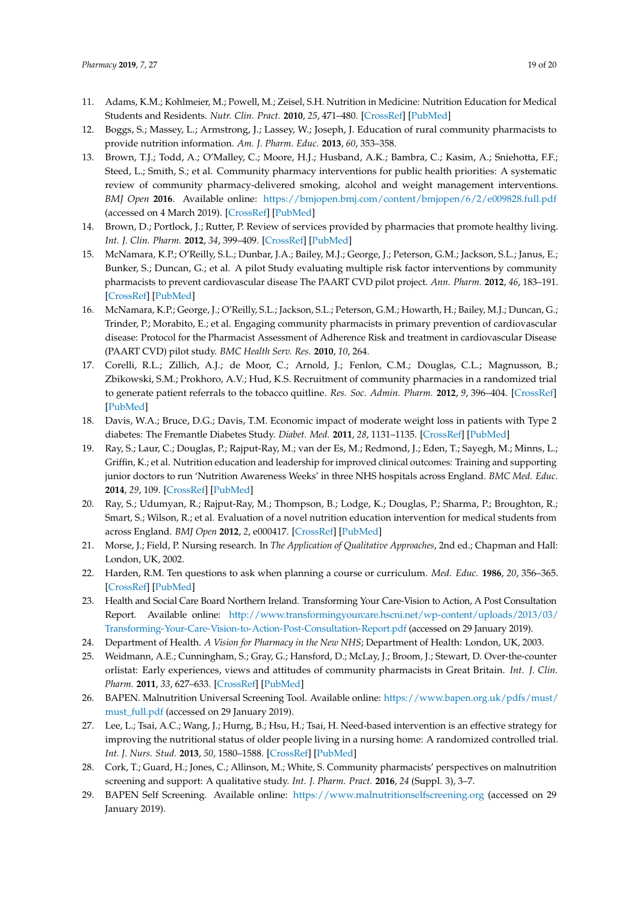11. Adams, K.M.; Kohlmeier, M.; Powell, M.; Zeisel, S.H. Nutrition in Medicine: Nutrition Education for Medical Students and Residents. *Nutr. Clin. Pract.* **2010**, *25*, 471–480. [CrossRef] [PubMed]
12. Boggs, S.; Massey, L.; Armstrong, J.; Lassey, W.; Joseph, J. Education of rural community pharmacists to provide nutrition information. *Am. J. Pharm. Educ.* **2013**, *60*, 353–358.
13. Brown, T.J.; Todd, A.; O'Malley, C.; Moore, H.J.; Husband, A.K.; Bambra, C.; Kasim, A.; Sniehotta, F.F.; Steed, L.; Smith, S.; et al. Community pharmacy interventions for public health priorities: A systematic review of community pharmacy-delivered smoking, alcohol and weight management interventions. *BMJ Open* **2016**. Available online: https://bmjopen.bmj.com/content/bmjopen/6/2/e009828.full.pdf (accessed on 4 March 2019). [CrossRef] [PubMed]
14. Brown, D.; Portlock, J.; Rutter, P. Review of services provided by pharmacies that promote healthy living. *Int. J. Clin. Pharm.* **2012**, *34*, 399–409. [CrossRef] [PubMed]
15. McNamara, K.P.; O'Reilly, S.L.; Dunbar, J.A.; Bailey, M.J.; George, J.; Peterson, G.M.; Jackson, S.L.; Janus, E.; Bunker, S.; Duncan, G.; et al. A pilot Study evaluating multiple risk factor interventions by community pharmacists to prevent cardiovascular disease The PAART CVD pilot project. *Ann. Pharm.* **2012**, *46*, 183–191. [CrossRef] [PubMed]
16. McNamara, K.P.; George, J.; O'Reilly, S.L.; Jackson, S.L.; Peterson, G.M.; Howarth, H.; Bailey, M.J.; Duncan, G.; Trinder, P.; Morabito, E.; et al. Engaging community pharmacists in primary prevention of cardiovascular disease: Protocol for the Pharmacist Assessment of Adherence Risk and treatment in cardiovascular Disease (PAART CVD) pilot study. *BMC Health Serv. Res.* **2010**, *10*, 264.
17. Corelli, R.L.; Zillich, A.J.; de Moor, C.; Arnold, J.; Fenlon, C.M.; Douglas, C.L.; Magnusson, B.; Zbikowski, S.M.; Prokhoro, A.V.; Hud, K.S. Recruitment of community pharmacies in a randomized trial to generate patient referrals to the tobacco quitline. *Res. Soc. Admin. Pharm.* **2012**, *9*, 396–404. [CrossRef] [PubMed]
18. Davis, W.A.; Bruce, D.G.; Davis, T.M. Economic impact of moderate weight loss in patients with Type 2 diabetes: The Fremantle Diabetes Study. *Diabet. Med.* **2011**, *28*, 1131–1135. [CrossRef] [PubMed]
19. Ray, S.; Laur, C.; Douglas, P.; Rajput-Ray, M.; van der Es, M.; Redmond, J.; Eden, T.; Sayegh, M.; Minns, L.; Griffin, K.; et al. Nutrition education and leadership for improved clinical outcomes: Training and supporting junior doctors to run 'Nutrition Awareness Weeks' in three NHS hospitals across England. *BMC Med. Educ.* **2014**, *29*, 109. [CrossRef] [PubMed]
20. Ray, S.; Udumyan, R.; Rajput-Ray, M.; Thompson, B.; Lodge, K.; Douglas, P.; Sharma, P.; Broughton, R.; Smart, S.; Wilson, R.; et al. Evaluation of a novel nutrition education intervention for medical students from across England. *BMJ Open* **2012**, *2*, e000417. [CrossRef] [PubMed]
21. Morse, J.; Field, P. Nursing research. In *The Application of Qualitative Approaches*, 2nd ed.; Chapman and Hall: London, UK, 2002.
22. Harden, R.M. Ten questions to ask when planning a course or curriculum. *Med. Educ.* **1986**, *20*, 356–365. [CrossRef] [PubMed]
23. Health and Social Care Board Northern Ireland. Transforming Your Care-Vision to Action, A Post Consultation Report. Available online: http://www.transformingyourcare.hscni.net/wp-content/uploads/2013/03/Transforming-Your-Care-Vision-to-Action-Post-Consultation-Report.pdf (accessed on 29 January 2019).
24. Department of Health. *A Vision for Pharmacy in the New NHS*; Department of Health: London, UK, 2003.
25. Weidmann, A.E.; Cunningham, S.; Gray, G.; Hansford, D.; McLay, J.; Broom, J.; Stewart, D. Over-the-counter orlistat: Early experiences, views and attitudes of community pharmacists in Great Britain. *Int. J. Clin. Pharm.* **2011**, *33*, 627–633. [CrossRef] [PubMed]
26. BAPEN. Malnutrition Universal Screening Tool. Available online: https://www.bapen.org.uk/pdfs/must/must_full.pdf (accessed on 29 January 2019).
27. Lee, L.; Tsai, A.C.; Wang, J.; Hurng, B.; Hsu, H.; Tsai, H. Need-based intervention is an effective strategy for improving the nutritional status of older people living in a nursing home: A randomized controlled trial. *Int. J. Nurs. Stud.* **2013**, *50*, 1580–1588. [CrossRef] [PubMed]
28. Cork, T.; Guard, H.; Jones, C.; Allinson, M.; White, S. Community pharmacists' perspectives on malnutrition screening and support: A qualitative study. *Int. J. Pharm. Pract.* **2016**, *24* (Suppl. 3), 3–7.
29. BAPEN Self Screening. Available online: https://www.malnutritionselfscreening.org (accessed on 29 January 2019).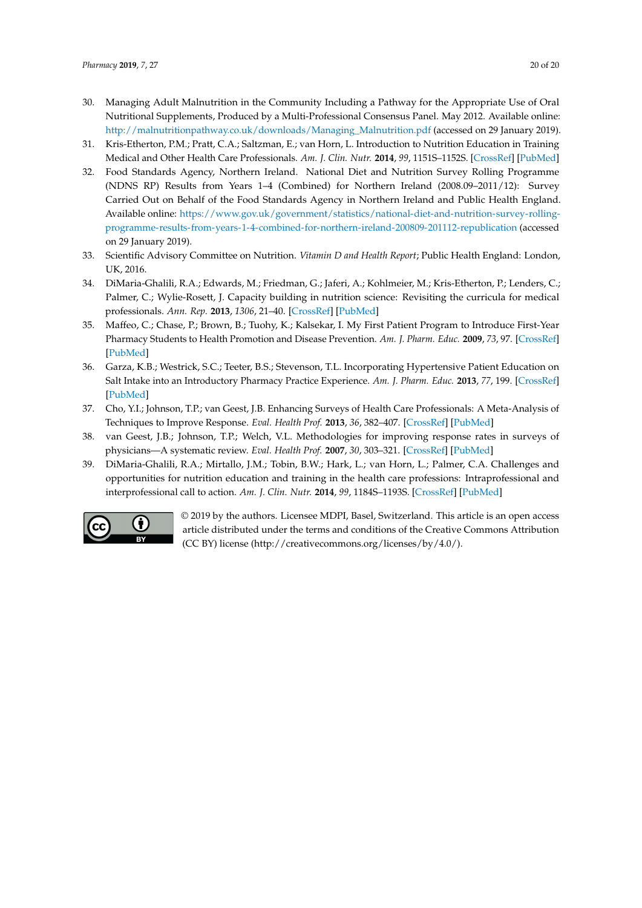30. Managing Adult Malnutrition in the Community Including a Pathway for the Appropriate Use of Oral Nutritional Supplements, Produced by a Multi-Professional Consensus Panel. May 2012. Available online: http://malnutritionpathway.co.uk/downloads/Managing_Malnutrition.pdf (accessed on 29 January 2019).
31. Kris-Etherton, P.M.; Pratt, C.A.; Saltzman, E.; van Horn, L. Introduction to Nutrition Education in Training Medical and Other Health Care Professionals. *Am. J. Clin. Nutr.* **2014**, *99*, 1151S–1152S. [CrossRef] [PubMed]
32. Food Standards Agency, Northern Ireland. National Diet and Nutrition Survey Rolling Programme (NDNS RP) Results from Years 1–4 (Combined) for Northern Ireland (2008.09–2011/12): Survey Carried Out on Behalf of the Food Standards Agency in Northern Ireland and Public Health England. Available online: https://www.gov.uk/government/statistics/national-diet-and-nutrition-survey-rolling-programme-results-from-years-1-4-combined-for-northern-ireland-200809-201112-republication (accessed on 29 January 2019).
33. Scientific Advisory Committee on Nutrition. *Vitamin D and Health Report*; Public Health England: London, UK, 2016.
34. DiMaria-Ghalili, R.A.; Edwards, M.; Friedman, G.; Jaferi, A.; Kohlmeier, M.; Kris-Etherton, P.; Lenders, C.; Palmer, C.; Wylie-Rosett, J. Capacity building in nutrition science: Revisiting the curricula for medical professionals. *Ann. Rep.* **2013**, *1306*, 21–40. [CrossRef] [PubMed]
35. Maffeo, C.; Chase, P.; Brown, B.; Tuohy, K.; Kalsekar, I. My First Patient Program to Introduce First-Year Pharmacy Students to Health Promotion and Disease Prevention. *Am. J. Pharm. Educ.* **2009**, *73*, 97. [CrossRef] [PubMed]
36. Garza, K.B.; Westrick, S.C.; Teeter, B.S.; Stevenson, T.L. Incorporating Hypertensive Patient Education on Salt Intake into an Introductory Pharmacy Practice Experience. *Am. J. Pharm. Educ.* **2013**, *77*, 199. [CrossRef] [PubMed]
37. Cho, Y.I.; Johnson, T.P.; van Geest, J.B. Enhancing Surveys of Health Care Professionals: A Meta-Analysis of Techniques to Improve Response. *Eval. Health Prof.* **2013**, *36*, 382–407. [CrossRef] [PubMed]
38. van Geest, J.B.; Johnson, T.P.; Welch, V.L. Methodologies for improving response rates in surveys of physicians—A systematic review. *Eval. Health Prof.* **2007**, *30*, 303–321. [CrossRef] [PubMed]
39. DiMaria-Ghalili, R.A.; Mirtallo, J.M.; Tobin, B.W.; Hark, L.; van Horn, L.; Palmer, C.A. Challenges and opportunities for nutrition education and training in the health care professions: Intraprofessional and interprofessional call to action. *Am. J. Clin. Nutr.* **2014**, *99*, 1184S–1193S. [CrossRef] [PubMed]

© 2019 by the authors. Licensee MDPI, Basel, Switzerland. This article is an open access article distributed under the terms and conditions of the Creative Commons Attribution (CC BY) license (http://creativecommons.org/licenses/by/4.0/).